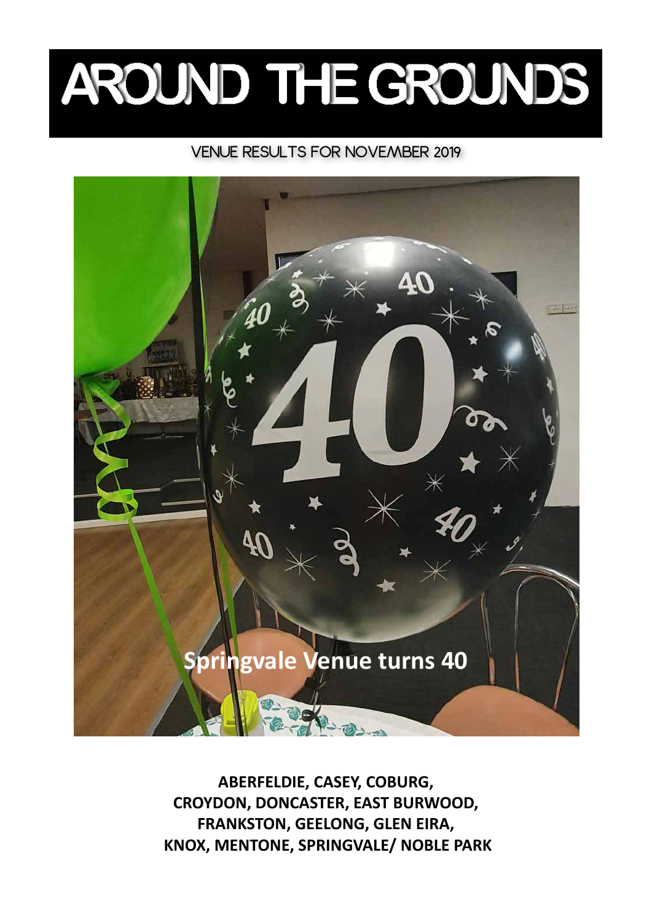# AROUND THE GROUNDS

VENUE RESULTS FOR NOVEMBER 2019

**Springvale Venue turns 40**

**ABERFELDIE, CASEY, COBURG, CROYDON, DONCASTER, EAST BURWOOD, FRANKSTON, GEELONG, GLEN EIRA, KNOX, MENTONE, SPRINGVALE/ NOBLE PARK**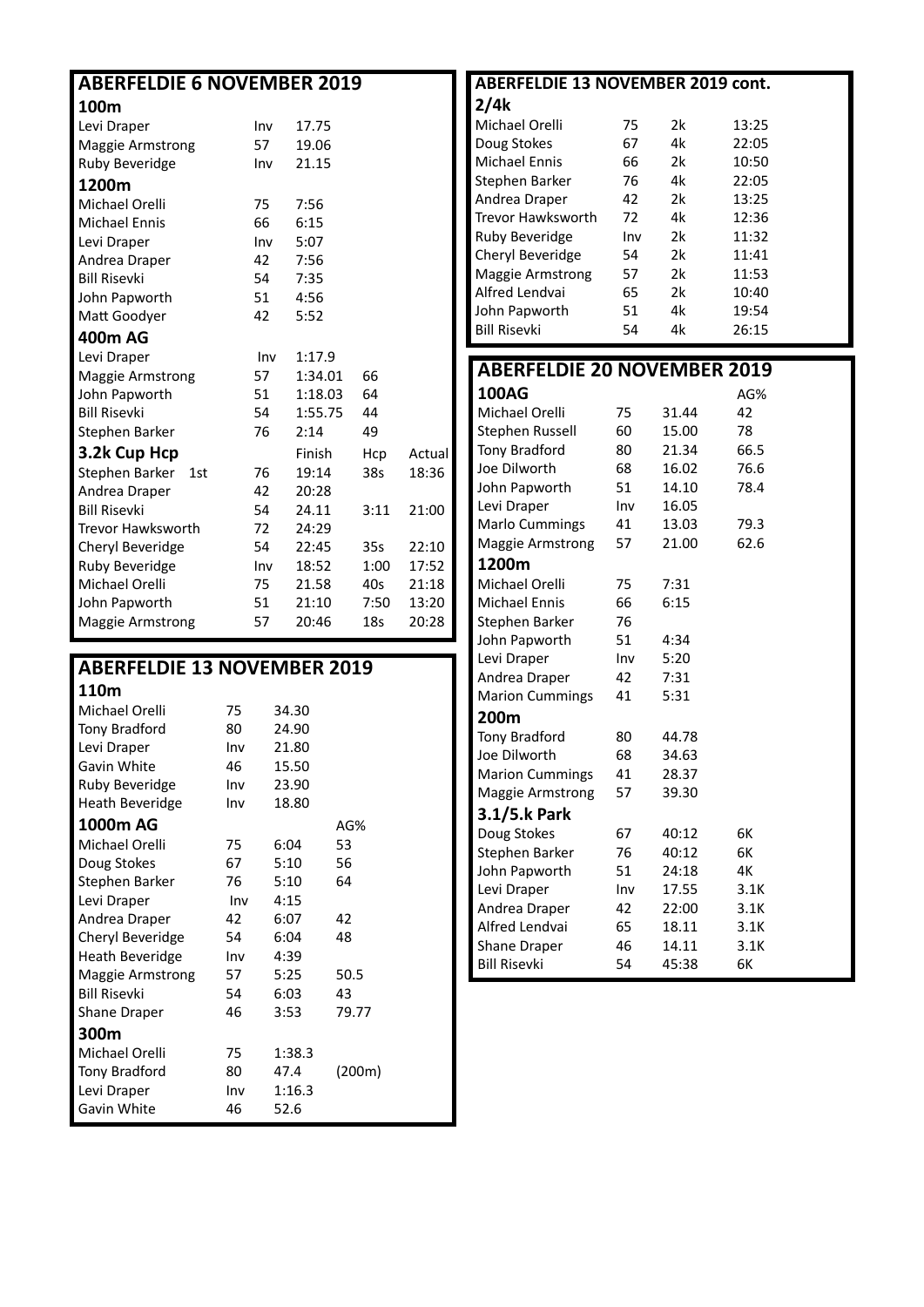## ABERFELDIE 6 NOVEMBER 2019

### 100m

| | | |
|---|---|---|
| Levi Draper | Inv | 17.75 |
| Maggie Armstrong | 57 | 19.06 |
| Ruby Beveridge | Inv | 21.15 |

### 1200m

| | | |
|---|---|---|
| Michael Orelli | 75 | 7:56 |
| Michael Ennis | 66 | 6:15 |
| Levi Draper | Inv | 5:07 |
| Andrea Draper | 42 | 7:56 |
| Bill Risevki | 54 | 7:35 |
| John Papworth | 51 | 4:56 |
| Matt Goodyer | 42 | 5:52 |

### 400m AG

| | | | |
|---|---|---|---|
| Levi Draper | Inv | 1:17.9 | |
| Maggie Armstrong | 57 | 1:34.01 | 66 |
| John Papworth | 51 | 1:18.03 | 64 |
| Bill Risevki | 54 | 1:55.75 | 44 |
| Stephen Barker | 76 | 2:14 | 49 |

### 3.2k Cup Hcp

| | | Finish | Hcp | Actual |
|---|---|---|---|---|
| Stephen Barker 1st | 76 | 19:14 | 38s | 18:36 |
| Andrea Draper | 42 | 20:28 | | |
| Bill Risevki | 54 | 24.11 | 3:11 | 21:00 |
| Trevor Hawksworth | 72 | 24:29 | | |
| Cheryl Beveridge | 54 | 22:45 | 35s | 22:10 |
| Ruby Beveridge | Inv | 18:52 | 1:00 | 17:52 |
| Michael Orelli | 75 | 21.58 | 40s | 21:18 |
| John Papworth | 51 | 21:10 | 7:50 | 13:20 |
| Maggie Armstrong | 57 | 20:46 | 18s | 20:28 |

## ABERFELDIE 13 NOVEMBER 2019

### 110m

| | | |
|---|---|---|
| Michael Orelli | 75 | 34.30 |
| Tony Bradford | 80 | 24.90 |
| Levi Draper | Inv | 21.80 |
| Gavin White | 46 | 15.50 |
| Ruby Beveridge | Inv | 23.90 |
| Heath Beveridge | Inv | 18.80 |

### 1000m AG

| | | | AG% |
|---|---|---|---|
| Michael Orelli | 75 | 6:04 | 53 |
| Doug Stokes | 67 | 5:10 | 56 |
| Stephen Barker | 76 | 5:10 | 64 |
| Levi Draper | Inv | 4:15 | |
| Andrea Draper | 42 | 6:07 | 42 |
| Cheryl Beveridge | 54 | 6:04 | 48 |
| Heath Beveridge | Inv | 4:39 | |
| Maggie Armstrong | 57 | 5:25 | 50.5 |
| Bill Risevki | 54 | 6:03 | 43 |
| Shane Draper | 46 | 3:53 | 79.77 |

### 300m

| | | | |
|---|---|---|---|
| Michael Orelli | 75 | 1:38.3 | |
| Tony Bradford | 80 | 47.4 | (200m) |
| Levi Draper | Inv | 1:16.3 | |
| Gavin White | 46 | 52.6 | |

## ABERFELDIE 13 NOVEMBER 2019 cont.

### 2/4k

| | | | |
|---|---|---|---|
| Michael Orelli | 75 | 2k | 13:25 |
| Doug Stokes | 67 | 4k | 22:05 |
| Michael Ennis | 66 | 2k | 10:50 |
| Stephen Barker | 76 | 4k | 22:05 |
| Andrea Draper | 42 | 2k | 13:25 |
| Trevor Hawksworth | 72 | 4k | 12:36 |
| Ruby Beveridge | Inv | 2k | 11:32 |
| Cheryl Beveridge | 54 | 2k | 11:41 |
| Maggie Armstrong | 57 | 2k | 11:53 |
| Alfred Lendvai | 65 | 2k | 10:40 |
| John Papworth | 51 | 4k | 19:54 |
| Bill Risevki | 54 | 4k | 26:15 |

## ABERFELDIE 20 NOVEMBER 2019

### 100AG

| | | | AG% |
|---|---|---|---|
| Michael Orelli | 75 | 31.44 | 42 |
| Stephen Russell | 60 | 15.00 | 78 |
| Tony Bradford | 80 | 21.34 | 66.5 |
| Joe Dilworth | 68 | 16.02 | 76.6 |
| John Papworth | 51 | 14.10 | 78.4 |
| Levi Draper | Inv | 16.05 | |
| Marlo Cummings | 41 | 13.03 | 79.3 |
| Maggie Armstrong | 57 | 21.00 | 62.6 |

### 1200m

| | | |
|---|---|---|
| Michael Orelli | 75 | 7:31 |
| Michael Ennis | 66 | 6:15 |
| Stephen Barker | 76 | |
| John Papworth | 51 | 4:34 |
| Levi Draper | Inv | 5:20 |
| Andrea Draper | 42 | 7:31 |
| Marion Cummings | 41 | 5:31 |

### 200m

| | | |
|---|---|---|
| Tony Bradford | 80 | 44.78 |
| Joe Dilworth | 68 | 34.63 |
| Marion Cummings | 41 | 28.37 |
| Maggie Armstrong | 57 | 39.30 |

### 3.1/5.k Park

| | | | |
|---|---|---|---|
| Doug Stokes | 67 | 40:12 | 6K |
| Stephen Barker | 76 | 40:12 | 6K |
| John Papworth | 51 | 24:18 | 4K |
| Levi Draper | Inv | 17.55 | 3.1K |
| Andrea Draper | 42 | 22:00 | 3.1K |
| Alfred Lendvai | 65 | 18.11 | 3.1K |
| Shane Draper | 46 | 14.11 | 3.1K |
| Bill Risevki | 54 | 45:38 | 6K |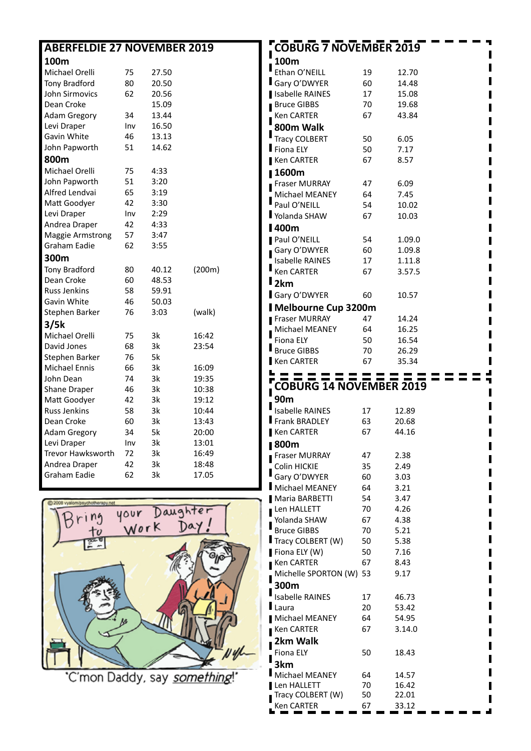## ABERFELDIE 27 NOVEMBER 2019

### 100m

| | | | |
|---|---|---|---|
| Michael Orelli | 75 | 27.50 | |
| Tony Bradford | 80 | 20.50 | |
| John Sirmovics | 62 | 20.56 | |
| Dean Croke | | 15.09 | |
| Adam Gregory | 34 | 13.44 | |
| Levi Draper | Inv | 16.50 | |
| Gavin White | 46 | 13.13 | |
| John Papworth | 51 | 14.62 | |

### 800m

| | | | |
|---|---|---|---|
| Michael Orelli | 75 | 4:33 | |
| John Papworth | 51 | 3:20 | |
| Alfred Lendvai | 65 | 3:19 | |
| Matt Goodyer | 42 | 3:30 | |
| Levi Draper | Inv | 2:29 | |
| Andrea Draper | 42 | 4:33 | |
| Maggie Armstrong | 57 | 3:47 | |
| Graham Eadie | 62 | 3:55 | |

### 300m

| | | | |
|---|---|---|---|
| Tony Bradford | 80 | 40.12 | (200m) |
| Dean Croke | 60 | 48.53 | |
| Russ Jenkins | 58 | 59.91 | |
| Gavin White | 46 | 50.03 | |
| Stephen Barker | 76 | 3:03 | (walk) |

### 3/5k

| | | | |
|---|---|---|---|
| Michael Orelli | 75 | 3k | 16:42 |
| David Jones | 68 | 3k | 23:54 |
| Stephen Barker | 76 | 5k | |
| Michael Ennis | 66 | 3k | 16:09 |
| John Dean | 74 | 3k | 19:35 |
| Shane Draper | 46 | 3k | 10:38 |
| Matt Goodyer | 42 | 3k | 19:12 |
| Russ Jenkins | 58 | 3k | 10:44 |
| Dean Croke | 60 | 3k | 13:43 |
| Adam Gregory | 34 | 5k | 20:00 |
| Levi Draper | Inv | 3k | 13:01 |
| Trevor Hawksworth | 72 | 3k | 16:49 |
| Andrea Draper | 42 | 3k | 18:48 |
| Graham Eadie | 62 | 3k | 17.05 |

"C'mon Daddy, say *something*!"

## COBURG 7 NOVEMBER 2019

### 100m

| | | |
|---|---|---|
| Ethan O'NEILL | 19 | 12.70 |
| Gary O'DWYER | 60 | 14.48 |
| Isabelle RAINES | 17 | 15.08 |
| Bruce GIBBS | 70 | 19.68 |
| Ken CARTER | 67 | 43.84 |

### 800m Walk

| | | |
|---|---|---|
| Tracy COLBERT | 50 | 6.05 |
| Fiona ELY | 50 | 7.17 |
| Ken CARTER | 67 | 8.57 |

### 1600m

| | | |
|---|---|---|
| Fraser MURRAY | 47 | 6.09 |
| Michael MEANEY | 64 | 7.45 |
| Paul O'NEILL | 54 | 10.02 |
| Yolanda SHAW | 67 | 10.03 |

### 400m

| | | |
|---|---|---|
| Paul O'NEILL | 54 | 1.09.0 |
| Gary O'DWYER | 60 | 1.09.8 |
| Isabelle RAINES | 17 | 1.11.8 |
| Ken CARTER | 67 | 3.57.5 |

### 2km

| | | |
|---|---|---|
| Gary O'DWYER | 60 | 10.57 |

### Melbourne Cup 3200m

| | | |
|---|---|---|
| Fraser MURRAY | 47 | 14.24 |
| Michael MEANEY | 64 | 16.25 |
| Fiona ELY | 50 | 16.54 |
| Bruce GIBBS | 70 | 26.29 |
| Ken CARTER | 67 | 35.34 |

## COBURG 14 NOVEMBER 2019

### 90m

| | | |
|---|---|---|
| Isabelle RAINES | 17 | 12.89 |
| Frank BRADLEY | 63 | 20.68 |
| Ken CARTER | 67 | 44.16 |

### 800m

| | | |
|---|---|---|
| Fraser MURRAY | 47 | 2.38 |
| Colin HICKIE | 35 | 2.49 |
| Gary O'DWYER | 60 | 3.03 |
| Michael MEANEY | 64 | 3.21 |
| Maria BARBETTI | 54 | 3.47 |
| Len HALLETT | 70 | 4.26 |
| Yolanda SHAW | 67 | 4.38 |
| Bruce GIBBS | 70 | 5.21 |
| Tracy COLBERT (W) | 50 | 5.38 |
| Fiona ELY (W) | 50 | 7.16 |
| Ken CARTER | 67 | 8.43 |
| Michelle SPORTON (W) | 53 | 9.17 |

### 300m

| | | |
|---|---|---|
| Isabelle RAINES | 17 | 46.73 |
| Laura | 20 | 53.42 |
| Michael MEANEY | 64 | 54.95 |
| Ken CARTER | 67 | 3.14.0 |

### 2km Walk

| | | |
|---|---|---|
| Fiona ELY | 50 | 18.43 |

### 3km

| | | |
|---|---|---|
| Michael MEANEY | 64 | 14.57 |
| Len HALLETT | 70 | 16.42 |
| Tracy COLBERT (W) | 50 | 22.01 |
| Ken CARTER | 67 | 33.12 |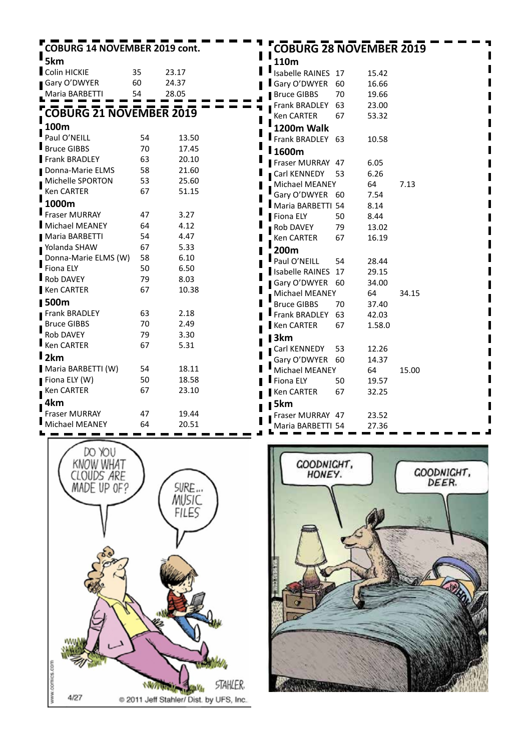## COBURG 14 NOVEMBER 2019 cont.

### 5km

| Name | Age | Time |
|---|---|---|
| Colin HICKIE | 35 | 23.17 |
| Gary O'DWYER | 60 | 24.37 |
| Maria BARBETTI | 54 | 28.05 |

## COBURG 21 NOVEMBER 2019

### 100m

| Name | Age | Time |
|---|---|---|
| Paul O'NEILL | 54 | 13.50 |
| Bruce GIBBS | 70 | 17.45 |
| Frank BRADLEY | 63 | 20.10 |
| Donna-Marie ELMS | 58 | 21.60 |
| Michelle SPORTON | 53 | 25.60 |
| Ken CARTER | 67 | 51.15 |

### 1000m

| Name | Age | Time |
|---|---|---|
| Fraser MURRAY | 47 | 3.27 |
| Michael MEANEY | 64 | 4.12 |
| Maria BARBETTI | 54 | 4.47 |
| Yolanda SHAW | 67 | 5.33 |
| Donna-Marie ELMS (W) | 58 | 6.10 |
| Fiona ELY | 50 | 6.50 |
| Rob DAVEY | 79 | 8.03 |
| Ken CARTER | 67 | 10.38 |

### 500m

| Name | Age | Time |
|---|---|---|
| Frank BRADLEY | 63 | 2.18 |
| Bruce GIBBS | 70 | 2.49 |
| Rob DAVEY | 79 | 3.30 |
| Ken CARTER | 67 | 5.31 |

### 2km

| Name | Age | Time |
|---|---|---|
| Maria BARBETTI (W) | 54 | 18.11 |
| Fiona ELY (W) | 50 | 18.58 |
| Ken CARTER | 67 | 23.10 |

### 4km

| Name | Age | Time |
|---|---|---|
| Fraser MURRAY | 47 | 19.44 |
| Michael MEANEY | 64 | 20.51 |

## COBURG 28 NOVEMBER 2019

### 110m

| Name | Age | Time |
|---|---|---|
| Isabelle RAINES | 17 | 15.42 |
| Gary O'DWYER | 60 | 16.66 |
| Bruce GIBBS | 70 | 19.66 |
| Frank BRADLEY | 63 | 23.00 |
| Ken CARTER | 67 | 53.32 |

### 1200m Walk

| Name | Age | Time |
|---|---|---|
| Frank BRADLEY | 63 | 10.58 |

### 1600m

| Name | Age | Time |
|---|---|---|
| Fraser MURRAY | 47 | 6.05 |
| Carl KENNEDY | 53 | 6.26 |
| Michael MEANEY | 64 | 7.13 |
| Gary O'DWYER | 60 | 7.54 |
| Maria BARBETTI | 54 | 8.14 |
| Fiona ELY | 50 | 8.44 |
| Rob DAVEY | 79 | 13.02 |
| Ken CARTER | 67 | 16.19 |

### 200m

| Name | Age | Time |
|---|---|---|
| Paul O'NEILL | 54 | 28.44 |
| Isabelle RAINES | 17 | 29.15 |
| Gary O'DWYER | 60 | 34.00 |
| Michael MEANEY | 64 | 34.15 |
| Bruce GIBBS | 70 | 37.40 |
| Frank BRADLEY | 63 | 42.03 |
| Ken CARTER | 67 | 1.58.0 |

### 3km

| Name | Age | Time |
|---|---|---|
| Carl KENNEDY | 53 | 12.26 |
| Gary O'DWYER | 60 | 14.37 |
| Michael MEANEY | 64 | 15.00 |
| Fiona ELY | 50 | 19.57 |
| Ken CARTER | 67 | 32.25 |

### 5km

| Name | Age | Time |
|---|---|---|
| Fraser MURRAY | 47 | 23.52 |
| Maria BARBETTI | 54 | 27.36 |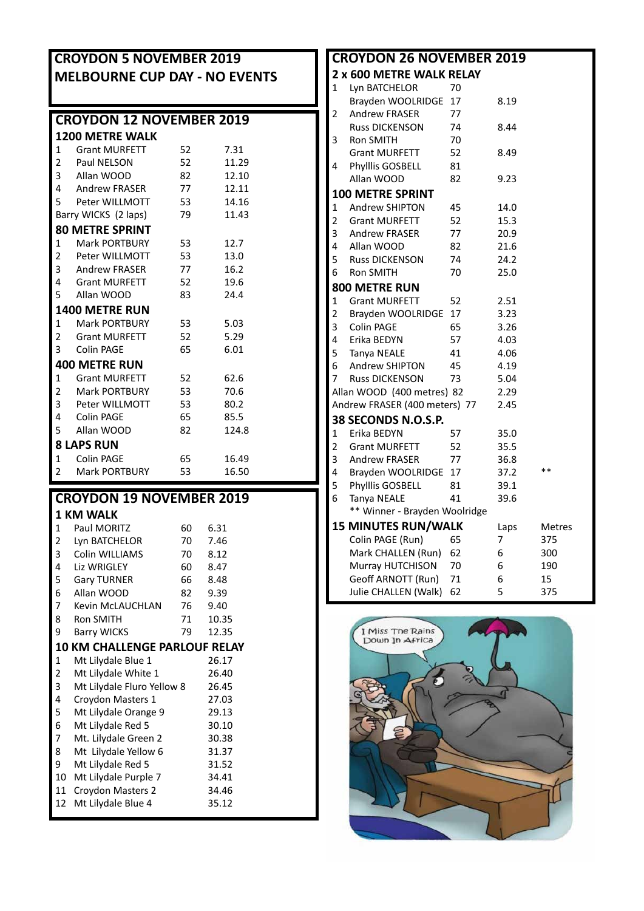## CROYDON 5 NOVEMBER 2019
## MELBOURNE CUP DAY - NO EVENTS

## CROYDON 12 NOVEMBER 2019

### 1200 METRE WALK

| | | | |
|---|---|---|---|
| 1 | Grant MURFETT | 52 | 7.31 |
| 2 | Paul NELSON | 52 | 11.29 |
| 3 | Allan WOOD | 82 | 12.10 |
| 4 | Andrew FRASER | 77 | 12.11 |
| 5 | Peter WILLMOTT | 53 | 14.16 |
| | Barry WICKS (2 laps) | 79 | 11.43 |

### 80 METRE SPRINT

| | | | |
|---|---|---|---|
| 1 | Mark PORTBURY | 53 | 12.7 |
| 2 | Peter WILLMOTT | 53 | 13.0 |
| 3 | Andrew FRASER | 77 | 16.2 |
| 4 | Grant MURFETT | 52 | 19.6 |
| 5 | Allan WOOD | 83 | 24.4 |

### 1400 METRE RUN

| | | | |
|---|---|---|---|
| 1 | Mark PORTBURY | 53 | 5.03 |
| 2 | Grant MURFETT | 52 | 5.29 |
| 3 | Colin PAGE | 65 | 6.01 |

### 400 METRE RUN

| | | | |
|---|---|---|---|
| 1 | Grant MURFETT | 52 | 62.6 |
| 2 | Mark PORTBURY | 53 | 70.6 |
| 3 | Peter WILLMOTT | 53 | 80.2 |
| 4 | Colin PAGE | 65 | 85.5 |
| 5 | Allan WOOD | 82 | 124.8 |

### 8 LAPS RUN

| | | | |
|---|---|---|---|
| 1 | Colin PAGE | 65 | 16.49 |
| 2 | Mark PORTBURY | 53 | 16.50 |

## CROYDON 19 NOVEMBER 2019

### 1 KM WALK

| | | | |
|---|---|---|---|
| 1 | Paul MORITZ | 60 | 6.31 |
| 2 | Lyn BATCHELOR | 70 | 7.46 |
| 3 | Colin WILLIAMS | 70 | 8.12 |
| 4 | Liz WRIGLEY | 60 | 8.47 |
| 5 | Gary TURNER | 66 | 8.48 |
| 6 | Allan WOOD | 82 | 9.39 |
| 7 | Kevin McLAUCHLAN | 76 | 9.40 |
| 8 | Ron SMITH | 71 | 10.35 |
| 9 | Barry WICKS | 79 | 12.35 |

### 10 KM CHALLENGE PARLOUF RELAY

| | | |
|---|---|---|
| 1 | Mt Lilydale Blue 1 | 26.17 |
| 2 | Mt Lilydale White 1 | 26.40 |
| 3 | Mt Lilydale Fluro Yellow 8 | 26.45 |
| 4 | Croydon Masters 1 | 27.03 |
| 5 | Mt Lilydale Orange 9 | 29.13 |
| 6 | Mt Lilydale Red 5 | 30.10 |
| 7 | Mt. Lilydale Green 2 | 30.38 |
| 8 | Mt Lilydale Yellow 6 | 31.37 |
| 9 | Mt Lilydale Red 5 | 31.52 |
| 10 | Mt Lilydale Purple 7 | 34.41 |
| 11 | Croydon Masters 2 | 34.46 |
| 12 | Mt Lilydale Blue 4 | 35.12 |

## CROYDON 26 NOVEMBER 2019

### 2 x 600 METRE WALK RELAY

| | | | |
|---|---|---|---|
| 1 | Lyn BATCHELOR | 70 | |
| | Brayden WOOLRIDGE | 17 | 8.19 |
| 2 | Andrew FRASER | 77 | |
| | Russ DICKENSON | 74 | 8.44 |
| 3 | Ron SMITH | 70 | |
| | Grant MURFETT | 52 | 8.49 |
| 4 | Phylllis GOSBELL | 81 | |
| | Allan WOOD | 82 | 9.23 |

### 100 METRE SPRINT

| | | | |
|---|---|---|---|
| 1 | Andrew SHIPTON | 45 | 14.0 |
| 2 | Grant MURFETT | 52 | 15.3 |
| 3 | Andrew FRASER | 77 | 20.9 |
| 4 | Allan WOOD | 82 | 21.6 |
| 5 | Russ DICKENSON | 74 | 24.2 |
| 6 | Ron SMITH | 70 | 25.0 |

### 800 METRE RUN

| | | | |
|---|---|---|---|
| 1 | Grant MURFETT | 52 | 2.51 |
| 2 | Brayden WOOLRIDGE | 17 | 3.23 |
| 3 | Colin PAGE | 65 | 3.26 |
| 4 | Erika BEDYN | 57 | 4.03 |
| 5 | Tanya NEALE | 41 | 4.06 |
| 6 | Andrew SHIPTON | 45 | 4.19 |
| 7 | Russ DICKENSON | 73 | 5.04 |
| | Allan WOOD (400 metres) | 82 | 2.29 |
| | Andrew FRASER (400 meters) | 77 | 2.45 |

### 38 SECONDS N.O.S.P.

| | | | | |
|---|---|---|---|---|
| 1 | Erika BEDYN | 57 | 35.0 | |
| 2 | Grant MURFETT | 52 | 35.5 | |
| 3 | Andrew FRASER | 77 | 36.8 | |
| 4 | Brayden WOOLRIDGE | 17 | 37.2 | ** |
| 5 | Phylllis GOSBELL | 81 | 39.1 | |
| 6 | Tanya NEALE | 41 | 39.6 | |

** Winner - Brayden Woolridge

### 15 MINUTES RUN/WALK

| | | Laps | Metres |
|---|---|---|---|
| Colin PAGE (Run) | 65 | 7 | 375 |
| Mark CHALLEN (Run) | 62 | 6 | 300 |
| Murray HUTCHISON | 70 | 6 | 190 |
| Geoff ARNOTT (Run) | 71 | 6 | 15 |
| Julie CHALLEN (Walk) | 62 | 5 | 375 |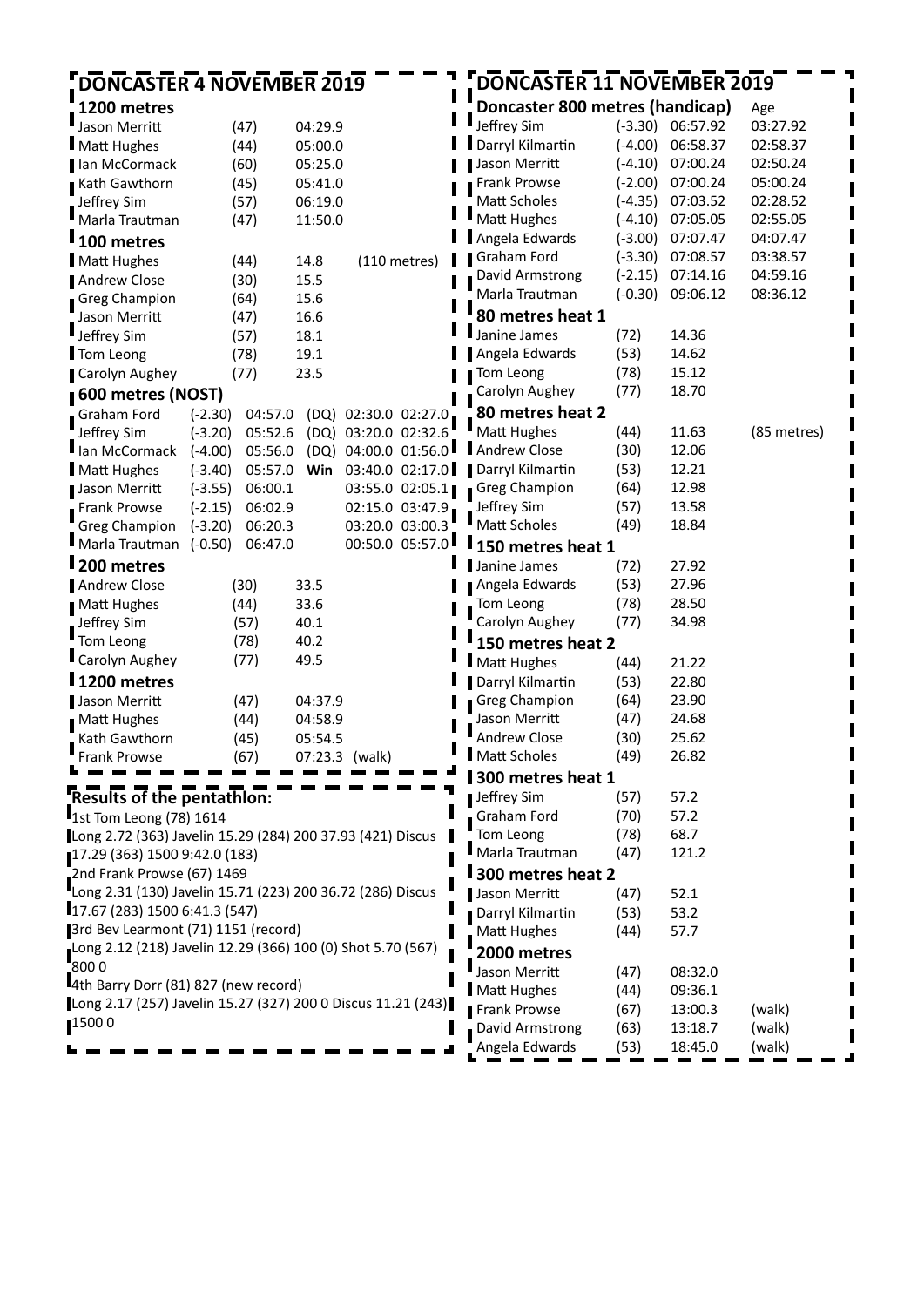## DONCASTER 4 NOVEMBER 2019

### 1200 metres

| | | |
|---|---|---|
| Jason Merritt | (47) | 04:29.9 |
| Matt Hughes | (44) | 05:00.0 |
| Ian McCormack | (60) | 05:25.0 |
| Kath Gawthorn | (45) | 05:41.0 |
| Jeffrey Sim | (57) | 06:19.0 |
| Marla Trautman | (47) | 11:50.0 |

### 100 metres

| | | | |
|---|---|---|---|
| Matt Hughes | (44) | 14.8 | (110 metres) |
| Andrew Close | (30) | 15.5 | |
| Greg Champion | (64) | 15.6 | |
| Jason Merritt | (47) | 16.6 | |
| Jeffrey Sim | (57) | 18.1 | |
| Tom Leong | (78) | 19.1 | |
| Carolyn Aughey | (77) | 23.5 | |

### 600 metres (NOST)

| | | | | | |
|---|---|---|---|---|---|
| Graham Ford | (-2.30) | 04:57.0 | (DQ) | 02:30.0 | 02:27.0 |
| Jeffrey Sim | (-3.20) | 05:52.6 | (DQ) | 03:20.0 | 02:32.6 |
| Ian McCormack | (-4.00) | 05:56.0 | (DQ) | 04:00.0 | 01:56.0 |
| Matt Hughes | (-3.40) | 05:57.0 | **Win** | 03:40.0 | 02:17.0 |
| Jason Merritt | (-3.55) | 06:00.1 | | 03:55.0 | 02:05.1 |
| Frank Prowse | (-2.15) | 06:02.9 | | 02:15.0 | 03:47.9 |
| Greg Champion | (-3.20) | 06:20.3 | | 03:20.0 | 03:00.3 |
| Marla Trautman | (-0.50) | 06:47.0 | | 00:50.0 | 05:57.0 |

### 200 metres

| | | |
|---|---|---|
| Andrew Close | (30) | 33.5 |
| Matt Hughes | (44) | 33.6 |
| Jeffrey Sim | (57) | 40.1 |
| Tom Leong | (78) | 40.2 |
| Carolyn Aughey | (77) | 49.5 |

### 1200 metres

| | | | |
|---|---|---|---|
| Jason Merritt | (47) | 04:37.9 | |
| Matt Hughes | (44) | 04:58.9 | |
| Kath Gawthorn | (45) | 05:54.5 | |
| Frank Prowse | (67) | 07:23.3 | (walk) |

### Results of the pentathlon:

1st Tom Leong (78) 1614
Long 2.72 (363) Javelin 15.29 (284) 200 37.93 (421) Discus 17.29 (363) 1500 9:42.0 (183)

2nd Frank Prowse (67) 1469
Long 2.31 (130) Javelin 15.71 (223) 200 36.72 (286) Discus 17.67 (283) 1500 6:41.3 (547)

3rd Bev Learmont (71) 1151 (record)
Long 2.12 (218) Javelin 12.29 (366) 100 (0) Shot 5.70 (567) 800 0

4th Barry Dorr (81) 827 (new record)
Long 2.17 (257) Javelin 15.27 (327) 200 0 Discus 11.21 (243) 1500 0

## DONCASTER 11 NOVEMBER 2019

### Doncaster 800 metres (handicap)

| | | | Age |
|---|---|---|---|
| Jeffrey Sim | (-3.30) | 06:57.92 | 03:27.92 |
| Darryl Kilmartin | (-4.00) | 06:58.37 | 02:58.37 |
| Jason Merritt | (-4.10) | 07:00.24 | 02:50.24 |
| Frank Prowse | (-2.00) | 07:00.24 | 05:00.24 |
| Matt Scholes | (-4.35) | 07:03.52 | 02:28.52 |
| Matt Hughes | (-4.10) | 07:05.05 | 02:55.05 |
| Angela Edwards | (-3.00) | 07:07.47 | 04:07.47 |
| Graham Ford | (-3.30) | 07:08.57 | 03:38.57 |
| David Armstrong | (-2.15) | 07:14.16 | 04:59.16 |
| Marla Trautman | (-0.30) | 09:06.12 | 08:36.12 |

### 80 metres heat 1

| | | |
|---|---|---|
| Janine James | (72) | 14.36 |
| Angela Edwards | (53) | 14.62 |
| Tom Leong | (78) | 15.12 |
| Carolyn Aughey | (77) | 18.70 |

### 80 metres heat 2

| | | | |
|---|---|---|---|
| Matt Hughes | (44) | 11.63 | (85 metres) |
| Andrew Close | (30) | 12.06 | |
| Darryl Kilmartin | (53) | 12.21 | |
| Greg Champion | (64) | 12.98 | |
| Jeffrey Sim | (57) | 13.58 | |
| Matt Scholes | (49) | 18.84 | |

### 150 metres heat 1

| | | |
|---|---|---|
| Janine James | (72) | 27.92 |
| Angela Edwards | (53) | 27.96 |
| Tom Leong | (78) | 28.50 |
| Carolyn Aughey | (77) | 34.98 |

### 150 metres heat 2

| | | |
|---|---|---|
| Matt Hughes | (44) | 21.22 |
| Darryl Kilmartin | (53) | 22.80 |
| Greg Champion | (64) | 23.90 |
| Jason Merritt | (47) | 24.68 |
| Andrew Close | (30) | 25.62 |
| Matt Scholes | (49) | 26.82 |

### 300 metres heat 1

| | | |
|---|---|---|
| Jeffrey Sim | (57) | 57.2 |
| Graham Ford | (70) | 57.2 |
| Tom Leong | (78) | 68.7 |
| Marla Trautman | (47) | 121.2 |

### 300 metres heat 2

| | | |
|---|---|---|
| Jason Merritt | (47) | 52.1 |
| Darryl Kilmartin | (53) | 53.2 |
| Matt Hughes | (44) | 57.7 |

### 2000 metres

| | | | |
|---|---|---|---|
| Jason Merritt | (47) | 08:32.0 | |
| Matt Hughes | (44) | 09:36.1 | |
| Frank Prowse | (67) | 13:00.3 | (walk) |
| David Armstrong | (63) | 13:18.7 | (walk) |
| Angela Edwards | (53) | 18:45.0 | (walk) |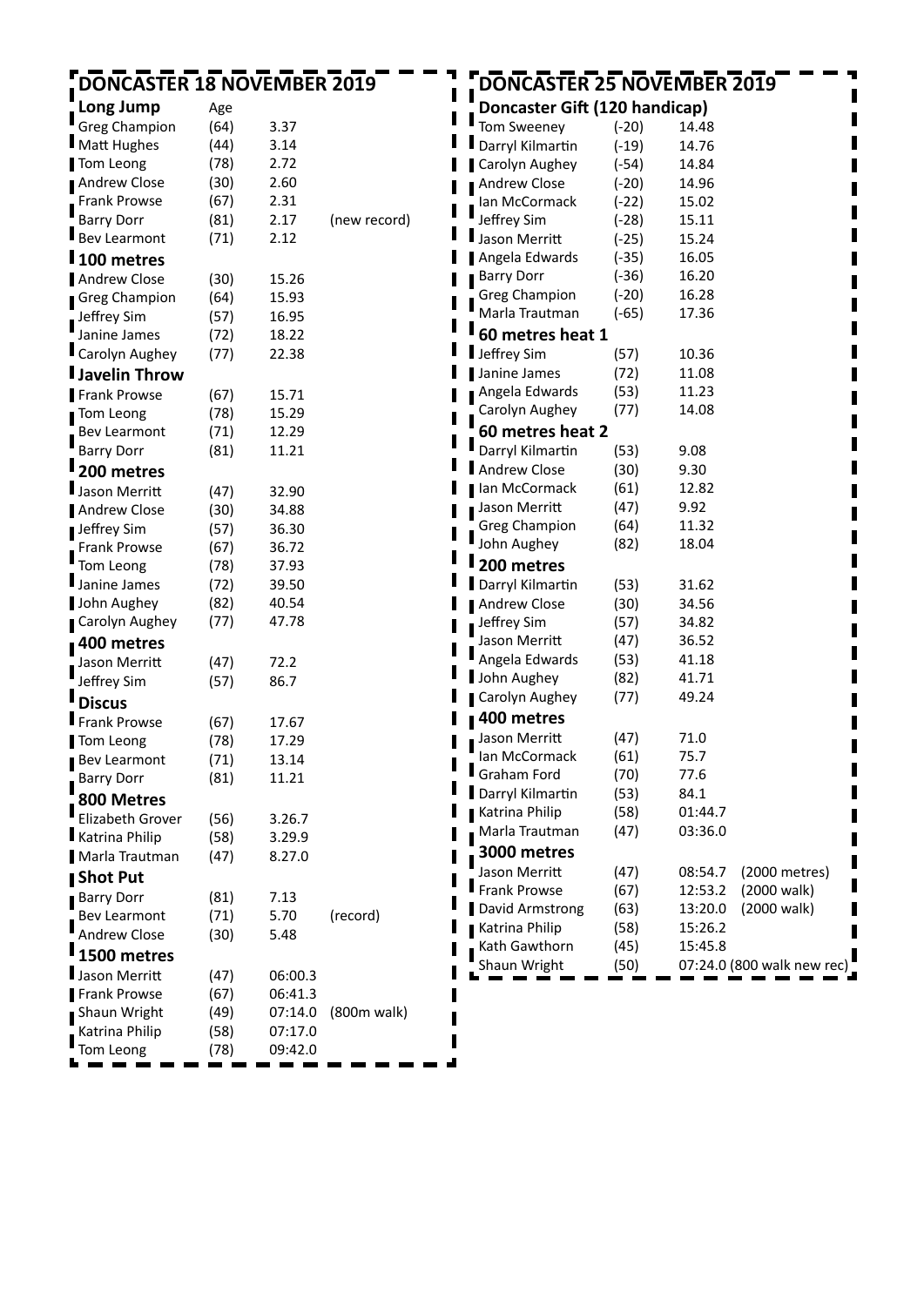## DONCASTER 18 NOVEMBER 2019

### Long Jump

| Name | Age | Result | |
|---|---|---|---|
| Greg Champion | (64) | 3.37 | |
| Matt Hughes | (44) | 3.14 | |
| Tom Leong | (78) | 2.72 | |
| Andrew Close | (30) | 2.60 | |
| Frank Prowse | (67) | 2.31 | |
| Barry Dorr | (81) | 2.17 | (new record) |
| Bev Learmont | (71) | 2.12 | |

### 100 metres

| Name | Age | Result |
|---|---|---|
| Andrew Close | (30) | 15.26 |
| Greg Champion | (64) | 15.93 |
| Jeffrey Sim | (57) | 16.95 |
| Janine James | (72) | 18.22 |
| Carolyn Aughey | (77) | 22.38 |

### Javelin Throw

| Name | Age | Result |
|---|---|---|
| Frank Prowse | (67) | 15.71 |
| Tom Leong | (78) | 15.29 |
| Bev Learmont | (71) | 12.29 |
| Barry Dorr | (81) | 11.21 |

### 200 metres

| Name | Age | Result |
|---|---|---|
| Jason Merritt | (47) | 32.90 |
| Andrew Close | (30) | 34.88 |
| Jeffrey Sim | (57) | 36.30 |
| Frank Prowse | (67) | 36.72 |
| Tom Leong | (78) | 37.93 |
| Janine James | (72) | 39.50 |
| John Aughey | (82) | 40.54 |
| Carolyn Aughey | (77) | 47.78 |

### 400 metres

| Name | Age | Result |
|---|---|---|
| Jason Merritt | (47) | 72.2 |
| Jeffrey Sim | (57) | 86.7 |

### Discus

| Name | Age | Result |
|---|---|---|
| Frank Prowse | (67) | 17.67 |
| Tom Leong | (78) | 17.29 |
| Bev Learmont | (71) | 13.14 |
| Barry Dorr | (81) | 11.21 |

### 800 Metres

| Name | Age | Result |
|---|---|---|
| Elizabeth Grover | (56) | 3.26.7 |
| Katrina Philip | (58) | 3.29.9 |
| Marla Trautman | (47) | 8.27.0 |

### Shot Put

| Name | Age | Result | |
|---|---|---|---|
| Barry Dorr | (81) | 7.13 | |
| Bev Learmont | (71) | 5.70 | (record) |
| Andrew Close | (30) | 5.48 | |

### 1500 metres

| Name | Age | Result | |
|---|---|---|---|
| Jason Merritt | (47) | 06:00.3 | |
| Frank Prowse | (67) | 06:41.3 | |
| Shaun Wright | (49) | 07:14.0 | (800m walk) |
| Katrina Philip | (58) | 07:17.0 | |
| Tom Leong | (78) | 09:42.0 | |

## DONCASTER 25 NOVEMBER 2019

### Doncaster Gift (120 handicap)

| Name | Handicap | Result |
|---|---|---|
| Tom Sweeney | (-20) | 14.48 |
| Darryl Kilmartin | (-19) | 14.76 |
| Carolyn Aughey | (-54) | 14.84 |
| Andrew Close | (-20) | 14.96 |
| Ian McCormack | (-22) | 15.02 |
| Jeffrey Sim | (-28) | 15.11 |
| Jason Merritt | (-25) | 15.24 |
| Angela Edwards | (-35) | 16.05 |
| Barry Dorr | (-36) | 16.20 |
| Greg Champion | (-20) | 16.28 |
| Marla Trautman | (-65) | 17.36 |

### 60 metres heat 1

| Name | Age | Result |
|---|---|---|
| Jeffrey Sim | (57) | 10.36 |
| Janine James | (72) | 11.08 |
| Angela Edwards | (53) | 11.23 |
| Carolyn Aughey | (77) | 14.08 |

### 60 metres heat 2

| Name | Age | Result |
|---|---|---|
| Darryl Kilmartin | (53) | 9.08 |
| Andrew Close | (30) | 9.30 |
| Ian McCormack | (61) | 12.82 |
| Jason Merritt | (47) | 9.92 |
| Greg Champion | (64) | 11.32 |
| John Aughey | (82) | 18.04 |

### 200 metres

| Name | Age | Result |
|---|---|---|
| Darryl Kilmartin | (53) | 31.62 |
| Andrew Close | (30) | 34.56 |
| Jeffrey Sim | (57) | 34.82 |
| Jason Merritt | (47) | 36.52 |
| Angela Edwards | (53) | 41.18 |
| John Aughey | (82) | 41.71 |
| Carolyn Aughey | (77) | 49.24 |

### 400 metres

| Name | Age | Result |
|---|---|---|
| Jason Merritt | (47) | 71.0 |
| Ian McCormack | (61) | 75.7 |
| Graham Ford | (70) | 77.6 |
| Darryl Kilmartin | (53) | 84.1 |
| Katrina Philip | (58) | 01:44.7 |
| Marla Trautman | (47) | 03:36.0 |

### 3000 metres

| Name | Age | Result | |
|---|---|---|---|
| Jason Merritt | (47) | 08:54.7 | (2000 metres) |
| Frank Prowse | (67) | 12:53.2 | (2000 walk) |
| David Armstrong | (63) | 13:20.0 | (2000 walk) |
| Katrina Philip | (58) | 15:26.2 | |
| Kath Gawthorn | (45) | 15:45.8 | |
| Shaun Wright | (50) | 07:24.0 | (800 walk new rec) |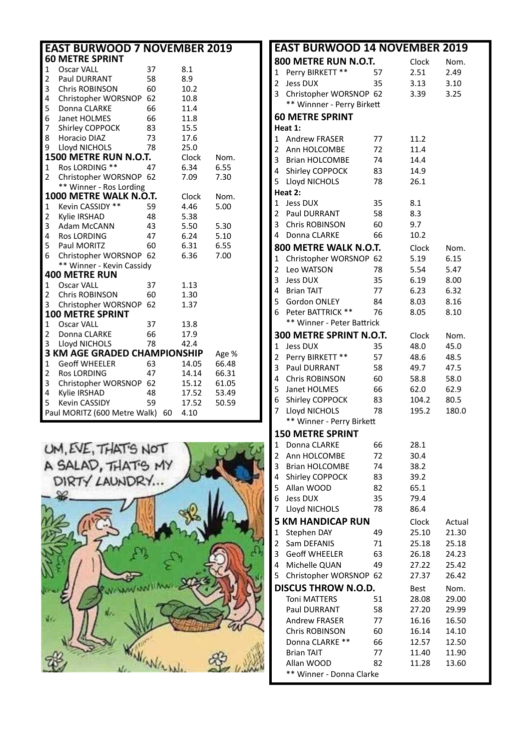## EAST BURWOOD 7 NOVEMBER 2019

### 60 METRE SPRINT

| | | | |
|---|---|---|---|
| 1 | Oscar VALL | 37 | 8.1 |
| 2 | Paul DURRANT | 58 | 8.9 |
| 3 | Chris ROBINSON | 60 | 10.2 |
| 4 | Christopher WORSNOP | 62 | 10.8 |
| 5 | Donna CLARKE | 66 | 11.4 |
| 6 | Janet HOLMES | 66 | 11.8 |
| 7 | Shirley COPPOCK | 83 | 15.5 |
| 8 | Horacio DIAZ | 73 | 17.6 |
| 9 | Lloyd NICHOLS | 78 | 25.0 |

### 1500 METRE RUN N.O.T.

| | | | Clock | Nom. |
|---|---|---|---|---|
| 1 | Ros LORDING ** | 47 | 6.34 | 6.55 |
| 2 | Christopher WORSNOP | 62 | 7.09 | 7.30 |

** Winner - Ros Lording

### 1000 METRE WALK N.O.T.

| | | | Clock | Nom. |
|---|---|---|---|---|
| 1 | Kevin CASSIDY ** | 59 | 4.46 | 5.00 |
| 2 | Kylie IRSHAD | 48 | 5.38 | |
| 3 | Adam McCANN | 43 | 5.50 | 5.30 |
| 4 | Ros LORDING | 47 | 6.24 | 5.10 |
| 5 | Paul MORITZ | 60 | 6.31 | 6.55 |
| 6 | Christopher WORSNOP | 62 | 6.36 | 7.00 |

** Winner - Kevin Cassidy

### 400 METRE RUN

| | | | |
|---|---|---|---|
| 1 | Oscar VALL | 37 | 1.13 |
| 2 | Chris ROBINSON | 60 | 1.30 |
| 3 | Christopher WORSNOP | 62 | 1.37 |

### 100 METRE SPRINT

| | | | |
|---|---|---|---|
| 1 | Oscar VALL | 37 | 13.8 |
| 2 | Donna CLARKE | 66 | 17.9 |
| 3 | Lloyd NICHOLS | 78 | 42.4 |

### 3 KM AGE GRADED CHAMPIONSHIP

| | | | | Age % |
|---|---|---|---|---|
| 1 | Geoff WHEELER | 63 | 14.05 | 66.48 |
| 2 | Ros LORDING | 47 | 14.14 | 66.31 |
| 3 | Christopher WORSNOP | 62 | 15.12 | 61.05 |
| 4 | Kylie IRSHAD | 48 | 17.52 | 53.49 |
| 5 | Kevin CASSIDY | 59 | 17.52 | 50.59 |

Paul MORITZ (600 Metre Walk) 60 4.10

## EAST BURWOOD 14 NOVEMBER 2019

### 800 METRE RUN N.O.T.

| | | | Clock | Nom. |
|---|---|---|---|---|
| 1 | Perry BIRKETT ** | 57 | 2.51 | 2.49 |
| 2 | Jess DUX | 35 | 3.13 | 3.10 |
| 3 | Christopher WORSNOP | 62 | 3.39 | 3.25 |

** Winner - Perry Birkett

### 60 METRE SPRINT

**Heat 1:**

| | | | |
|---|---|---|---|
| 1 | Andrew FRASER | 77 | 11.2 |
| 2 | Ann HOLCOMBE | 72 | 11.4 |
| 3 | Brian HOLCOMBE | 74 | 14.4 |
| 4 | Shirley COPPOCK | 83 | 14.9 |
| 5 | Lloyd NICHOLS | 78 | 26.1 |

**Heat 2:**

| | | | |
|---|---|---|---|
| 1 | Jess DUX | 35 | 8.1 |
| 2 | Paul DURRANT | 58 | 8.3 |
| 3 | Chris ROBINSON | 60 | 9.7 |
| 4 | Donna CLARKE | 66 | 10.2 |

### 800 METRE WALK N.O.T.

| | | | Clock | Nom. |
|---|---|---|---|---|
| 1 | Christopher WORSNOP | 62 | 5.19 | 6.15 |
| 2 | Leo WATSON | 78 | 5.54 | 5.47 |
| 3 | Jess DUX | 35 | 6.19 | 8.00 |
| 4 | Brian TAIT | 77 | 6.23 | 6.32 |
| 5 | Gordon ONLEY | 84 | 8.03 | 8.16 |
| 6 | Peter BATTRICK ** | 76 | 8.05 | 8.10 |

** Winner - Peter Battrick

### 300 METRE SPRINT N.O.T.

| | | | Clock | Nom. |
|---|---|---|---|---|
| 1 | Jess DUX | 35 | 48.0 | 45.0 |
| 2 | Perry BIRKETT ** | 57 | 48.6 | 48.5 |
| 3 | Paul DURRANT | 58 | 49.7 | 47.5 |
| 4 | Chris ROBINSON | 60 | 58.8 | 58.0 |
| 5 | Janet HOLMES | 66 | 62.0 | 62.9 |
| 6 | Shirley COPPOCK | 83 | 104.2 | 80.5 |
| 7 | Lloyd NICHOLS | 78 | 195.2 | 180.0 |

** Winner - Perry Birkett

### 150 METRE SPRINT

| | | | |
|---|---|---|---|
| 1 | Donna CLARKE | 66 | 28.1 |
| 2 | Ann HOLCOMBE | 72 | 30.4 |
| 3 | Brian HOLCOMBE | 74 | 38.2 |
| 4 | Shirley COPPOCK | 83 | 39.2 |
| 5 | Allan WOOD | 82 | 65.1 |
| 6 | Jess DUX | 35 | 79.4 |
| 7 | Lloyd NICHOLS | 78 | 86.4 |

### 5 KM HANDICAP RUN

| | | | Clock | Actual |
|---|---|---|---|---|
| 1 | Stephen DAY | 49 | 25.10 | 21.30 |
| 2 | Sam DEFANIS | 71 | 25.18 | 25.18 |
| 3 | Geoff WHEELER | 63 | 26.18 | 24.23 |
| 4 | Michelle QUAN | 49 | 27.22 | 25.42 |
| 5 | Christopher WORSNOP | 62 | 27.37 | 26.42 |

### DISCUS THROW N.O.D.

| | | Best | Nom. |
|---|---|---|---|
| Toni MATTERS | 51 | 28.08 | 29.00 |
| Paul DURRANT | 58 | 27.20 | 29.99 |
| Andrew FRASER | 77 | 16.16 | 16.50 |
| Chris ROBINSON | 60 | 16.14 | 14.10 |
| Donna CLARKE ** | 66 | 12.57 | 12.50 |
| Brian TAIT | 77 | 11.40 | 11.90 |
| Allan WOOD | 82 | 11.28 | 13.60 |

** Winner - Donna Clarke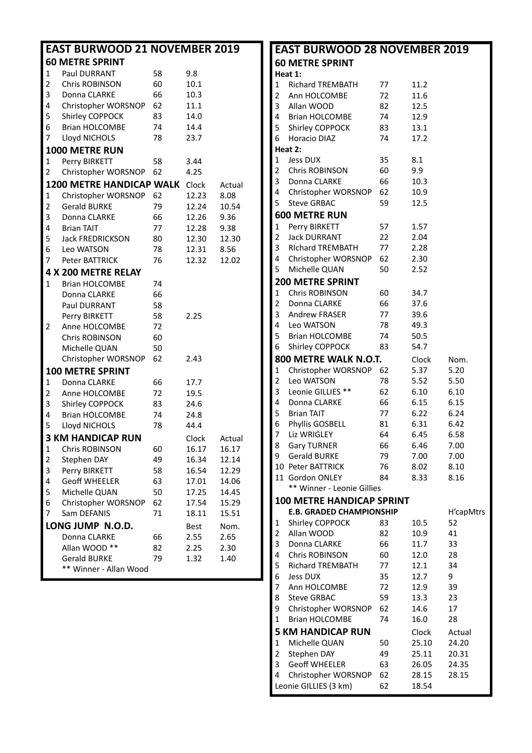## EAST BURWOOD 21 NOVEMBER 2019

### 60 METRE SPRINT

| | | | |
|---|---|---|---|
| 1 | Paul DURRANT | 58 | 9.8 |
| 2 | Chris ROBINSON | 60 | 10.1 |
| 3 | Donna CLARKE | 66 | 10.3 |
| 4 | Christopher WORSNOP | 62 | 11.1 |
| 5 | Shirley COPPOCK | 83 | 14.0 |
| 6 | Brian HOLCOMBE | 74 | 14.4 |
| 7 | Lloyd NICHOLS | 78 | 23.7 |

### 1000 METRE RUN

| | | | |
|---|---|---|---|
| 1 | Perry BIRKETT | 58 | 3.44 |
| 2 | Christopher WORSNOP | 62 | 4.25 |

### 1200 METRE HANDICAP WALK

| | | | Clock | Actual |
|---|---|---|---|---|
| 1 | Christopher WORSNOP | 62 | 12.23 | 8.08 |
| 2 | Gerald BURKE | 79 | 12.24 | 10.54 |
| 3 | Donna CLARKE | 66 | 12.26 | 9.36 |
| 4 | Brian TAIT | 77 | 12.28 | 9.38 |
| 5 | Jack FREDRICKSON | 80 | 12.30 | 12.30 |
| 6 | Leo WATSON | 78 | 12.31 | 8.56 |
| 7 | Peter BATTRICK | 76 | 12.32 | 12.02 |

### 4 X 200 METRE RELAY

| | | | |
|---|---|---|---|
| 1 | Brian HOLCOMBE | 74 | |
| | Donna CLARKE | 66 | |
| | Paul DURRANT | 58 | |
| | Perry BIRKETT | 58 | 2.25 |
| 2 | Anne HOLCOMBE | 72 | |
| | Chris ROBINSON | 60 | |
| | Michelle QUAN | 50 | |
| | Christopher WORSNOP | 62 | 2.43 |

### 100 METRE SPRINT

| | | | |
|---|---|---|---|
| 1 | Donna CLARKE | 66 | 17.7 |
| 2 | Anne HOLCOMBE | 72 | 19.5 |
| 3 | Shirley COPPOCK | 83 | 24.6 |
| 4 | Brian HOLCOMBE | 74 | 24.8 |
| 5 | Lloyd NICHOLS | 78 | 44.4 |

### 3 KM HANDICAP RUN

| | | | Clock | Actual |
|---|---|---|---|---|
| 1 | Chris ROBINSON | 60 | 16.17 | 16.17 |
| 2 | Stephen DAY | 49 | 16.34 | 12.14 |
| 3 | Perry BIRKETT | 58 | 16.54 | 12.29 |
| 4 | Geoff WHEELER | 63 | 17.01 | 14.06 |
| 5 | Michelle QUAN | 50 | 17.25 | 14.45 |
| 6 | Christopher WORSNOP | 62 | 17.54 | 15.29 |
| 7 | Sam DEFANIS | 71 | 18.11 | 15.51 |

### LONG JUMP N.O.D.

| | | | Best | Nom. |
|---|---|---|---|---|
| | Donna CLARKE | 66 | 2.55 | 2.65 |
| | Allan WOOD ** | 82 | 2.25 | 2.30 |
| | Gerald BURKE | 79 | 1.32 | 1.40 |

** Winner - Allan Wood

## EAST BURWOOD 28 NOVEMBER 2019

### 60 METRE SPRINT

| | | | |
|---|---|---|---|
| **Heat 1:** | | | |
| 1 | Richard TREMBATH | 77 | 11.2 |
| 2 | Ann HOLCOMBE | 72 | 11.6 |
| 3 | Allan WOOD | 82 | 12.5 |
| 4 | Brian HOLCOMBE | 74 | 12.9 |
| 5 | Shirley COPPOCK | 83 | 13.1 |
| 6 | Horacio DIAZ | 74 | 17.2 |
| **Heat 2:** | | | |
| 1 | Jess DUX | 35 | 8.1 |
| 2 | Chris ROBINSON | 60 | 9.9 |
| 3 | Donna CLARKE | 66 | 10.3 |
| 4 | Christopher WORSNOP | 62 | 10.9 |
| 5 | Steve GRBAC | 59 | 12.5 |

### 600 METRE RUN

| | | | |
|---|---|---|---|
| 1 | Perry BIRKETT | 57 | 1.57 |
| 2 | Jack DURRANT | 22 | 2.04 |
| 3 | RIchard TREMBATH | 77 | 2.28 |
| 4 | Christopher WORSNOP | 62 | 2.30 |
| 5 | Michelle QUAN | 50 | 2.52 |

### 200 METRE SPRINT

| | | | |
|---|---|---|---|
| 1 | Chris ROBINSON | 60 | 34.7 |
| 2 | Donna CLARKE | 66 | 37.6 |
| 3 | Andrew FRASER | 77 | 39.6 |
| 4 | Leo WATSON | 78 | 49.3 |
| 5 | Brian HOLCOMBE | 74 | 50.5 |
| 6 | Shirley COPPOCK | 83 | 54.7 |

### 800 METRE WALK N.O.T.

| | | | Clock | Nom. |
|---|---|---|---|---|
| 1 | Christopher WORSNOP | 62 | 5.37 | 5.20 |
| 2 | Leo WATSON | 78 | 5.52 | 5.50 |
| 3 | Leonie GILLIES ** | 62 | 6.10 | 6.10 |
| 4 | Donna CLARKE | 66 | 6.15 | 6.15 |
| 5 | Brian TAIT | 77 | 6.22 | 6.24 |
| 6 | Phyllis GOSBELL | 81 | 6.31 | 6.42 |
| 7 | Liz WRIGLEY | 64 | 6.45 | 6.58 |
| 8 | Gary TURNER | 66 | 6.46 | 7.00 |
| 9 | Gerald BURKE | 79 | 7.00 | 7.00 |
| 10 | Peter BATTRICK | 76 | 8.02 | 8.10 |
| 11 | Gordon ONLEY | 84 | 8.33 | 8.16 |

** Winner - Leonie Gillies

### 100 METRE HANDICAP SPRINT

**E.B. GRADED CHAMPIONSHIP**

| | | | | H'capMtrs |
|---|---|---|---|---|
| 1 | Shirley COPPOCK | 83 | 10.5 | 52 |
| 2 | Allan WOOD | 82 | 10.9 | 41 |
| 3 | Donna CLARKE | 66 | 11.7 | 33 |
| 4 | Chris ROBINSON | 60 | 12.0 | 28 |
| 5 | Richard TREMBATH | 77 | 12.1 | 34 |
| 6 | Jess DUX | 35 | 12.7 | 9 |
| 7 | Ann HOLCOMBE | 72 | 12.9 | 39 |
| 8 | Steve GRBAC | 59 | 13.3 | 23 |
| 9 | Christopher WORSNOP | 62 | 14.6 | 17 |
| 1 | Brian HOLCOMBE | 74 | 16.0 | 28 |

### 5 KM HANDICAP RUN

| | | | Clock | Actual |
|---|---|---|---|---|
| 1 | Michelle QUAN | 50 | 25.10 | 24.20 |
| 2 | Stephen DAY | 49 | 25.11 | 20.31 |
| 3 | Geoff WHEELER | 63 | 26.05 | 24.35 |
| 4 | Christopher WORSNOP | 62 | 28.15 | 28.15 |
| | Leonie GILLIES (3 km) | 62 | 18.54 | |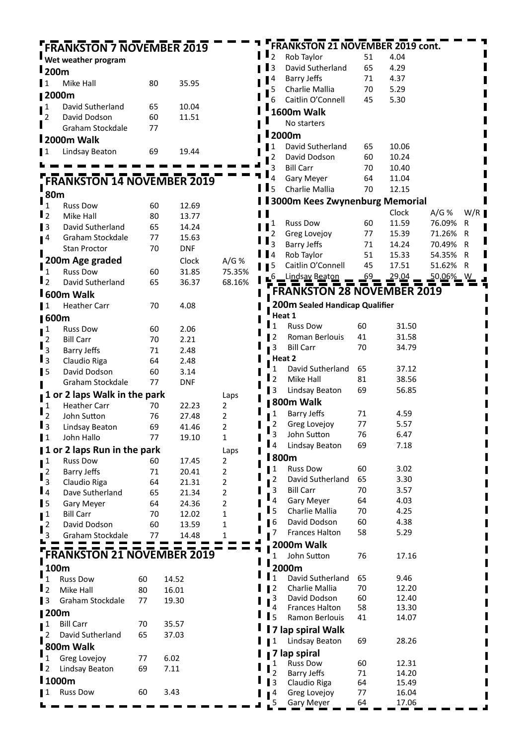## FRANKSTON 7 NOVEMBER 2019

**Wet weather program**

### 200m

| | | | |
|---|---|---|---|
| 1 | Mike Hall | 80 | 35.95 |

### 2000m

| | | | |
|---|---|---|---|
| 1 | David Sutherland | 65 | 10.04 |
| 2 | David Dodson | 60 | 11.51 |
| | Graham Stockdale | 77 | |

### 2000m Walk

| | | | |
|---|---|---|---|
| 1 | Lindsay Beaton | 69 | 19.44 |

## FRANKSTON 14 NOVEMBER 2019

### 80m

| | | | |
|---|---|---|---|
| 1 | Russ Dow | 60 | 12.69 |
| 2 | Mike Hall | 80 | 13.77 |
| 3 | David Sutherland | 65 | 14.24 |
| 4 | Graham Stockdale | 77 | 15.63 |
| | Stan Proctor | 70 | DNF |

### 200m Age graded

| | | | Clock | A/G % |
|---|---|---|---|---|
| 1 | Russ Dow | 60 | 31.85 | 75.35% |
| 2 | David Sutherland | 65 | 36.37 | 68.16% |

### 600m Walk

| | | | |
|---|---|---|---|
| 1 | Heather Carr | 70 | 4.08 |

### 600m

| | | | |
|---|---|---|---|
| 1 | Russ Dow | 60 | 2.06 |
| 2 | Bill Carr | 70 | 2.21 |
| 3 | Barry Jeffs | 71 | 2.48 |
| 3 | Claudio Riga | 64 | 2.48 |
| 5 | David Dodson | 60 | 3.14 |
| | Graham Stockdale | 77 | DNF |

### 1 or 2 laps Walk in the park

| | | | | Laps |
|---|---|---|---|---|
| 1 | Heather Carr | 70 | 22.23 | 2 |
| 2 | John Sutton | 76 | 27.48 | 2 |
| 3 | Lindsay Beaton | 69 | 41.46 | 2 |
| 1 | John Hallo | 77 | 19.10 | 1 |

### 1 or 2 laps Run in the park

| | | | | Laps |
|---|---|---|---|---|
| 1 | Russ Dow | 60 | 17.45 | 2 |
| 2 | Barry Jeffs | 71 | 20.41 | 2 |
| 3 | Claudio Riga | 64 | 21.31 | 2 |
| 4 | Dave Sutherland | 65 | 21.34 | 2 |
| 5 | Gary Meyer | 64 | 24.36 | 2 |
| 1 | Bill Carr | 70 | 12.02 | 1 |
| 2 | David Dodson | 60 | 13.59 | 1 |
| 3 | Graham Stockdale | 77 | 14.48 | 1 |

## FRANKSTON 21 NOVEMBER 2019

### 100m

| | | | |
|---|---|---|---|
| 1 | Russ Dow | 60 | 14.52 |
| 2 | Mike Hall | 80 | 16.01 |
| 3 | Graham Stockdale | 77 | 19.30 |

### 200m

| | | | |
|---|---|---|---|
| 1 | Bill Carr | 70 | 35.57 |
| 2 | David Sutherland | 65 | 37.03 |

### 800m Walk

| | | | |
|---|---|---|---|
| 1 | Greg Lovejoy | 77 | 6.02 |
| 2 | Lindsay Beaton | 69 | 7.11 |

### 1000m

| | | | |
|---|---|---|---|
| 1 | Russ Dow | 60 | 3.43 |

## FRANKSTON 21 NOVEMBER 2019 cont.

| | | | |
|---|---|---|---|
| 2 | Rob Taylor | 51 | 4.04 |
| 3 | David Sutherland | 65 | 4.29 |
| 4 | Barry Jeffs | 71 | 4.37 |
| 5 | Charlie Mallia | 70 | 5.29 |
| 6 | Caitlin O'Connell | 45 | 5.30 |

### 1600m Walk

No starters

### 2000m

| | | | |
|---|---|---|---|
| 1 | David Sutherland | 65 | 10.06 |
| 2 | David Dodson | 60 | 10.24 |
| 3 | Bill Carr | 70 | 10.40 |
| 4 | Gary Meyer | 64 | 11.04 |
| 5 | Charlie Mallia | 70 | 12.15 |

### 3000m Kees Zwynenburg Memorial

| | | | Clock | A/G % | W/R |
|---|---|---|---|---|---|
| 1 | Russ Dow | 60 | 11.59 | 76.09% | R |
| 2 | Greg Lovejoy | 77 | 15.39 | 71.26% | R |
| 3 | Barry Jeffs | 71 | 14.24 | 70.49% | R |
| 4 | Rob Taylor | 51 | 15.33 | 54.35% | R |
| 5 | Caitlin O'Connell | 45 | 17.51 | 51.62% | R |
| 6 | Lindsay Beaton | 69 | 29.04 | 50.06% | W |

## FRANKSTON 28 NOVEMBER 2019

### 200m Sealed Handicap Qualifier

**Heat 1**

| | | | |
|---|---|---|---|
| 1 | Russ Dow | 60 | 31.50 |
| 2 | Roman Berlouis | 41 | 31.58 |
| 3 | Bill Carr | 70 | 34.79 |

**Heat 2**

| | | | |
|---|---|---|---|
| 1 | David Sutherland | 65 | 37.12 |
| 2 | Mike Hall | 81 | 38.56 |
| 3 | Lindsay Beaton | 69 | 56.85 |

### 800m Walk

| | | | |
|---|---|---|---|
| 1 | Barry Jeffs | 71 | 4.59 |
| 2 | Greg Lovejoy | 77 | 5.57 |
| 3 | John Sutton | 76 | 6.47 |
| 4 | Lindsay Beaton | 69 | 7.18 |

### 800m

| | | | |
|---|---|---|---|
| 1 | Russ Dow | 60 | 3.02 |
| 2 | David Sutherland | 65 | 3.30 |
| 3 | Bill Carr | 70 | 3.57 |
| 4 | Gary Meyer | 64 | 4.03 |
| 5 | Charlie Mallia | 70 | 4.25 |
| 6 | David Dodson | 60 | 4.38 |
| 7 | Frances Halton | 58 | 5.29 |

### 2000m Walk

| | | | |
|---|---|---|---|
| 1 | John Sutton | 76 | 17.16 |

### 2000m

| | | | |
|---|---|---|---|
| 1 | David Sutherland | 65 | 9.46 |
| 2 | Charlie Mallia | 70 | 12.20 |
| 3 | David Dodson | 60 | 12.40 |
| 4 | Frances Halton | 58 | 13.30 |
| 5 | Ramon Berlouis | 41 | 14.07 |

### 7 lap spiral Walk

| | | | |
|---|---|---|---|
| 1 | Lindsay Beaton | 69 | 28.26 |

### 7 lap spiral

| | | | |
|---|---|---|---|
| 1 | Russ Dow | 60 | 12.31 |
| 2 | Barry Jeffs | 71 | 14.20 |
| 3 | Claudio Riga | 64 | 15.49 |
| 4 | Greg Lovejoy | 77 | 16.04 |
| 5 | Gary Meyer | 64 | 17.06 |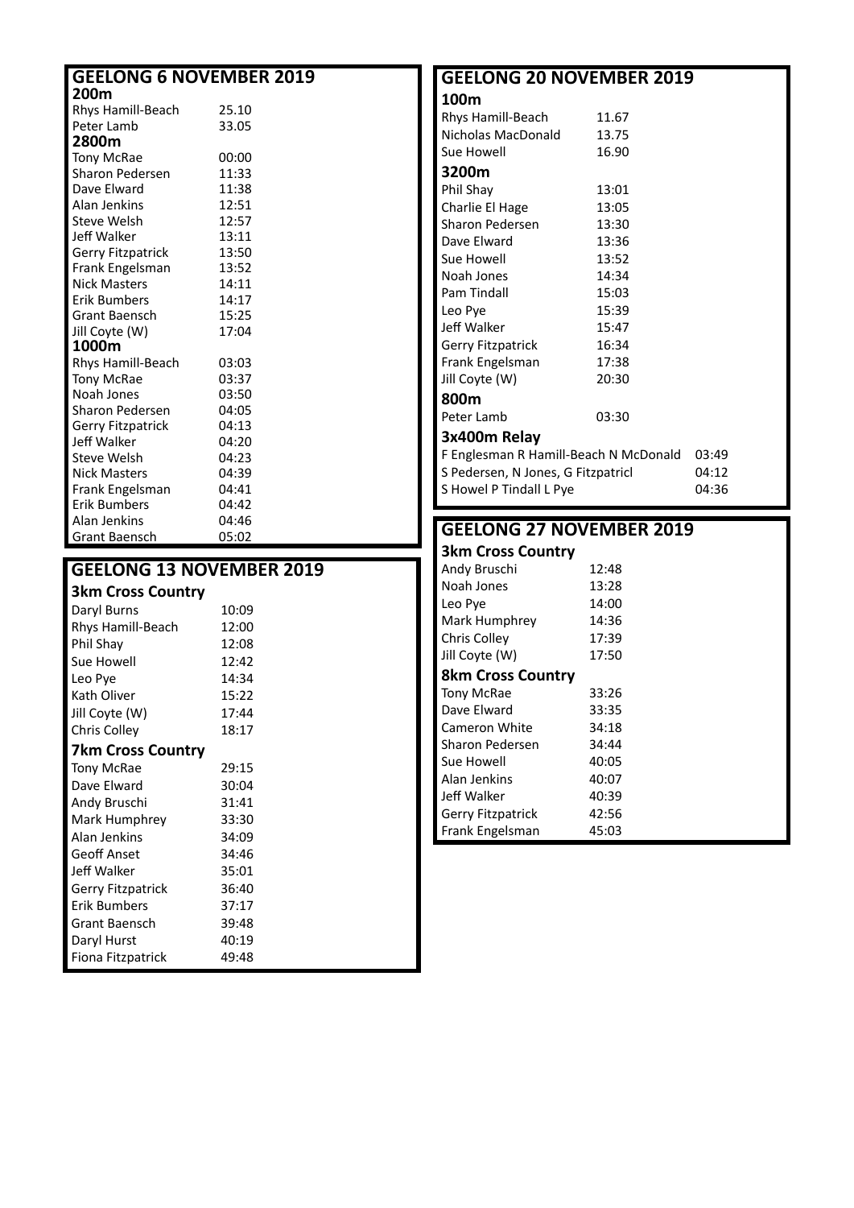## GEELONG 6 NOVEMBER 2019

**200m**

| | |
|---|---|
| Rhys Hamill-Beach | 25.10 |
| Peter Lamb | 33.05 |

**2800m**

| | |
|---|---|
| Tony McRae | 00:00 |
| Sharon Pedersen | 11:33 |
| Dave Elward | 11:38 |
| Alan Jenkins | 12:51 |
| Steve Welsh | 12:57 |
| Jeff Walker | 13:11 |
| Gerry Fitzpatrick | 13:50 |
| Frank Engelsman | 13:52 |
| Nick Masters | 14:11 |
| Erik Bumbers | 14:17 |
| Grant Baensch | 15:25 |
| Jill Coyte (W) | 17:04 |

**1000m**

| | |
|---|---|
| Rhys Hamill-Beach | 03:03 |
| Tony McRae | 03:37 |
| Noah Jones | 03:50 |
| Sharon Pedersen | 04:05 |
| Gerry Fitzpatrick | 04:13 |
| Jeff Walker | 04:20 |
| Steve Welsh | 04:23 |
| Nick Masters | 04:39 |
| Frank Engelsman | 04:41 |
| Erik Bumbers | 04:42 |
| Alan Jenkins | 04:46 |
| Grant Baensch | 05:02 |

## GEELONG 13 NOVEMBER 2019

**3km Cross Country**

| | |
|---|---|
| Daryl Burns | 10:09 |
| Rhys Hamill-Beach | 12:00 |
| Phil Shay | 12:08 |
| Sue Howell | 12:42 |
| Leo Pye | 14:34 |
| Kath Oliver | 15:22 |
| Jill Coyte (W) | 17:44 |
| Chris Colley | 18:17 |

**7km Cross Country**

| | |
|---|---|
| Tony McRae | 29:15 |
| Dave Elward | 30:04 |
| Andy Bruschi | 31:41 |
| Mark Humphrey | 33:30 |
| Alan Jenkins | 34:09 |
| Geoff Anset | 34:46 |
| Jeff Walker | 35:01 |
| Gerry Fitzpatrick | 36:40 |
| Erik Bumbers | 37:17 |
| Grant Baensch | 39:48 |
| Daryl Hurst | 40:19 |
| Fiona Fitzpatrick | 49:48 |

## GEELONG 20 NOVEMBER 2019

**100m**

| | |
|---|---|
| Rhys Hamill-Beach | 11.67 |
| Nicholas MacDonald | 13.75 |
| Sue Howell | 16.90 |

**3200m**

| | |
|---|---|
| Phil Shay | 13:01 |
| Charlie El Hage | 13:05 |
| Sharon Pedersen | 13:30 |
| Dave Elward | 13:36 |
| Sue Howell | 13:52 |
| Noah Jones | 14:34 |
| Pam Tindall | 15:03 |
| Leo Pye | 15:39 |
| Jeff Walker | 15:47 |
| Gerry Fitzpatrick | 16:34 |
| Frank Engelsman | 17:38 |
| Jill Coyte (W) | 20:30 |

**800m**

| | |
|---|---|
| Peter Lamb | 03:30 |

**3x400m Relay**

| | |
|---|---|
| F Englesman R Hamill-Beach N McDonald | 03:49 |
| S Pedersen, N Jones, G Fitzpatricl | 04:12 |
| S Howel P Tindall L Pye | 04:36 |

## GEELONG 27 NOVEMBER 2019

**3km Cross Country**

| | |
|---|---|
| Andy Bruschi | 12:48 |
| Noah Jones | 13:28 |
| Leo Pye | 14:00 |
| Mark Humphrey | 14:36 |
| Chris Colley | 17:39 |
| Jill Coyte (W) | 17:50 |

**8km Cross Country**

| | |
|---|---|
| Tony McRae | 33:26 |
| Dave Elward | 33:35 |
| Cameron White | 34:18 |
| Sharon Pedersen | 34:44 |
| Sue Howell | 40:05 |
| Alan Jenkins | 40:07 |
| Jeff Walker | 40:39 |
| Gerry Fitzpatrick | 42:56 |
| Frank Engelsman | 45:03 |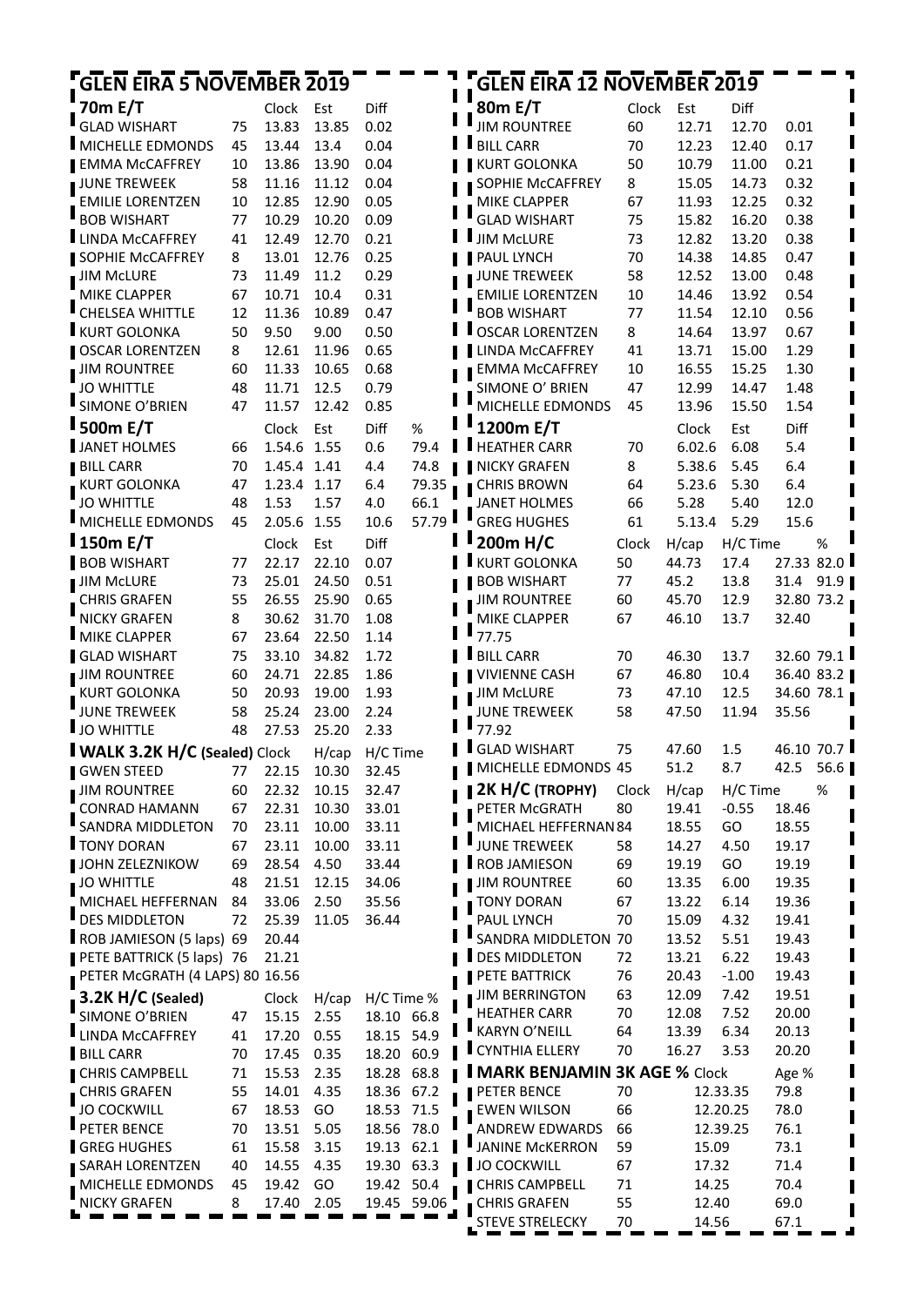## GLEN EIRA 5 NOVEMBER 2019

### 70m E/T

| | | Clock | Est | Diff |
|---|---|---|---|---|
| GLAD WISHART | 75 | 13.83 | 13.85 | 0.02 |
| MICHELLE EDMONDS | 45 | 13.44 | 13.4 | 0.04 |
| EMMA McCAFFREY | 10 | 13.86 | 13.90 | 0.04 |
| JUNE TREWEEK | 58 | 11.16 | 11.12 | 0.04 |
| EMILIE LORENTZEN | 10 | 12.85 | 12.90 | 0.05 |
| BOB WISHART | 77 | 10.29 | 10.20 | 0.09 |
| LINDA McCAFFREY | 41 | 12.49 | 12.70 | 0.21 |
| SOPHIE McCAFFREY | 8 | 13.01 | 12.76 | 0.25 |
| JIM McLURE | 73 | 11.49 | 11.2 | 0.29 |
| MIKE CLAPPER | 67 | 10.71 | 10.4 | 0.31 |
| CHELSEA WHITTLE | 12 | 11.36 | 10.89 | 0.47 |
| KURT GOLONKA | 50 | 9.50 | 9.00 | 0.50 |
| OSCAR LORENTZEN | 8 | 12.61 | 11.96 | 0.65 |
| JIM ROUNTREE | 60 | 11.33 | 10.65 | 0.68 |
| JO WHITTLE | 48 | 11.71 | 12.5 | 0.79 |
| SIMONE O'BRIEN | 47 | 11.57 | 12.42 | 0.85 |

### 500m E/T

| | | Clock | Est | Diff | % |
|---|---|---|---|---|---|
| JANET HOLMES | 66 | 1.54.6 | 1.55 | 0.6 | 79.4 |
| BILL CARR | 70 | 1.45.4 | 1.41 | 4.4 | 74.8 |
| KURT GOLONKA | 47 | 1.23.4 | 1.17 | 6.4 | 79.35 |
| JO WHITTLE | 48 | 1.53 | 1.57 | 4.0 | 66.1 |
| MICHELLE EDMONDS | 45 | 2.05.6 | 1.55 | 10.6 | 57.79 |

### 150m E/T

| | | Clock | Est | Diff |
|---|---|---|---|---|
| BOB WISHART | 77 | 22.17 | 22.10 | 0.07 |
| JIM McLURE | 73 | 25.01 | 24.50 | 0.51 |
| CHRIS GRAFEN | 55 | 26.55 | 25.90 | 0.65 |
| NICKY GRAFEN | 8 | 30.62 | 31.70 | 1.08 |
| MIKE CLAPPER | 67 | 23.64 | 22.50 | 1.14 |
| GLAD WISHART | 75 | 33.10 | 34.82 | 1.72 |
| JIM ROUNTREE | 60 | 24.71 | 22.85 | 1.86 |
| KURT GOLONKA | 50 | 20.93 | 19.00 | 1.93 |
| JUNE TREWEEK | 58 | 25.24 | 23.00 | 2.24 |
| JO WHITTLE | 48 | 27.53 | 25.20 | 2.33 |

### WALK 3.2K H/C (Sealed)

| | | Clock | H/cap | H/C Time |
|---|---|---|---|---|
| GWEN STEED | 77 | 22.15 | 10.30 | 32.45 |
| JIM ROUNTREE | 60 | 22.32 | 10.15 | 32.47 |
| CONRAD HAMANN | 67 | 22.31 | 10.30 | 33.01 |
| SANDRA MIDDLETON | 70 | 23.11 | 10.00 | 33.11 |
| TONY DORAN | 67 | 23.11 | 10.00 | 33.11 |
| JOHN ZELEZNIKOW | 69 | 28.54 | 4.50 | 33.44 |
| JO WHITTLE | 48 | 21.51 | 12.15 | 34.06 |
| MICHAEL HEFFERNAN | 84 | 33.06 | 2.50 | 35.56 |
| DES MIDDLETON | 72 | 25.39 | 11.05 | 36.44 |
| ROB JAMIESON (5 laps) | 69 | 20.44 | | |
| PETE BATTRICK (5 laps) | 76 | 21.21 | | |
| PETER McGRATH (4 LAPS) | 80 | 16.56 | | |

### 3.2K H/C (Sealed)

| | | Clock | H/cap | H/C Time | % |
|---|---|---|---|---|---|
| SIMONE O'BRIEN | 47 | 15.15 | 2.55 | 18.10 | 66.8 |
| LINDA McCAFFREY | 41 | 17.20 | 0.55 | 18.15 | 54.9 |
| BILL CARR | 70 | 17.45 | 0.35 | 18.20 | 60.9 |
| CHRIS CAMPBELL | 71 | 15.53 | 2.35 | 18.28 | 68.8 |
| CHRIS GRAFEN | 55 | 14.01 | 4.35 | 18.36 | 67.2 |
| JO COCKWILL | 67 | 18.53 | GO | 18.53 | 71.5 |
| PETER BENCE | 70 | 13.51 | 5.05 | 18.56 | 78.0 |
| GREG HUGHES | 61 | 15.58 | 3.15 | 19.13 | 62.1 |
| SARAH LORENTZEN | 40 | 14.55 | 4.35 | 19.30 | 63.3 |
| MICHELLE EDMONDS | 45 | 19.42 | GO | 19.42 | 50.4 |
| NICKY GRAFEN | 8 | 17.40 | 2.05 | 19.45 | 59.06 |

## GLEN EIRA 12 NOVEMBER 2019

### 80m E/T

| | | Clock | Est | Diff |
|---|---|---|---|---|
| JIM ROUNTREE | 60 | 12.71 | 12.70 | 0.01 |
| BILL CARR | 70 | 12.23 | 12.40 | 0.17 |
| KURT GOLONKA | 50 | 10.79 | 11.00 | 0.21 |
| SOPHIE McCAFFREY | 8 | 15.05 | 14.73 | 0.32 |
| MIKE CLAPPER | 67 | 11.93 | 12.25 | 0.32 |
| GLAD WISHART | 75 | 15.82 | 16.20 | 0.38 |
| JIM McLURE | 73 | 12.82 | 13.20 | 0.38 |
| PAUL LYNCH | 70 | 14.38 | 14.85 | 0.47 |
| JUNE TREWEEK | 58 | 12.52 | 13.00 | 0.48 |
| EMILIE LORENTZEN | 10 | 14.46 | 13.92 | 0.54 |
| BOB WISHART | 77 | 11.54 | 12.10 | 0.56 |
| OSCAR LORENTZEN | 8 | 14.64 | 13.97 | 0.67 |
| LINDA McCAFFREY | 41 | 13.71 | 15.00 | 1.29 |
| EMMA McCAFFREY | 10 | 16.55 | 15.25 | 1.30 |
| SIMONE O' BRIEN | 47 | 12.99 | 14.47 | 1.48 |
| MICHELLE EDMONDS | 45 | 13.96 | 15.50 | 1.54 |

### 1200m E/T

| | | Clock | Est | Diff |
|---|---|---|---|---|
| HEATHER CARR | 70 | 6.02.6 | 6.08 | 5.4 |
| NICKY GRAFEN | 8 | 5.38.6 | 5.45 | 6.4 |
| CHRIS BROWN | 64 | 5.23.6 | 5.30 | 6.4 |
| JANET HOLMES | 66 | 5.28 | 5.40 | 12.0 |
| GREG HUGHES | 61 | 5.13.4 | 5.29 | 15.6 |

### 200m H/C

| | | Clock | H/cap | H/C Time | % |
|---|---|---|---|---|---|
| KURT GOLONKA | 50 | 44.73 | 17.4 | 27.33 | 82.0 |
| BOB WISHART | 77 | 45.2 | 13.8 | 31.4 | 91.9 |
| JIM ROUNTREE | 60 | 45.70 | 12.9 | 32.80 | 73.2 |
| MIKE CLAPPER | 67 | 46.10 | 13.7 | 32.40 | 77.75 |
| BILL CARR | 70 | 46.30 | 13.7 | 32.60 | 79.1 |
| VIVIENNE CASH | 67 | 46.80 | 10.4 | 36.40 | 83.2 |
| JIM McLURE | 73 | 47.10 | 12.5 | 34.60 | 78.1 |
| JUNE TREWEEK | 58 | 47.50 | 11.94 | 35.56 | 77.92 |
| GLAD WISHART | 75 | 47.60 | 1.5 | 46.10 | 70.7 |
| MICHELLE EDMONDS | 45 | 51.2 | 8.7 | 42.5 | 56.6 |

### 2K H/C (TROPHY)

| | | Clock | H/cap | H/C Time | % |
|---|---|---|---|---|---|
| PETER McGRATH | 80 | 19.41 | -0.55 | 18.46 | |
| MICHAEL HEFFERNAN | 84 | 18.55 | GO | 18.55 | |
| JUNE TREWEEK | 58 | 14.27 | 4.50 | 19.17 | |
| ROB JAMIESON | 69 | 19.19 | GO | 19.19 | |
| JIM ROUNTREE | 60 | 13.35 | 6.00 | 19.35 | |
| TONY DORAN | 67 | 13.22 | 6.14 | 19.36 | |
| PAUL LYNCH | 70 | 15.09 | 4.32 | 19.41 | |
| SANDRA MIDDLETON | 70 | 13.52 | 5.51 | 19.43 | |
| DES MIDDLETON | 72 | 13.21 | 6.22 | 19.43 | |
| PETE BATTRICK | 76 | 20.43 | -1.00 | 19.43 | |
| JIM BERRINGTON | 63 | 12.09 | 7.42 | 19.51 | |
| HEATHER CARR | 70 | 12.08 | 7.52 | 20.00 | |
| KARYN O'NEILL | 64 | 13.39 | 6.34 | 20.13 | |
| CYNTHIA ELLERY | 70 | 16.27 | 3.53 | 20.20 | |

### MARK BENJAMIN 3K AGE %

| | | Clock | Age % |
|---|---|---|---|
| PETER BENCE | 70 | 12.33.35 | 79.8 |
| EWEN WILSON | 66 | 12.20.25 | 78.0 |
| ANDREW EDWARDS | 66 | 12.39.25 | 76.1 |
| JANINE McKERRON | 59 | 15.09 | 73.1 |
| JO COCKWILL | 67 | 17.32 | 71.4 |
| CHRIS CAMPBELL | 71 | 14.25 | 70.4 |
| CHRIS GRAFEN | 55 | 12.40 | 69.0 |
| STEVE STRELECKY | 70 | 14.56 | 67.1 |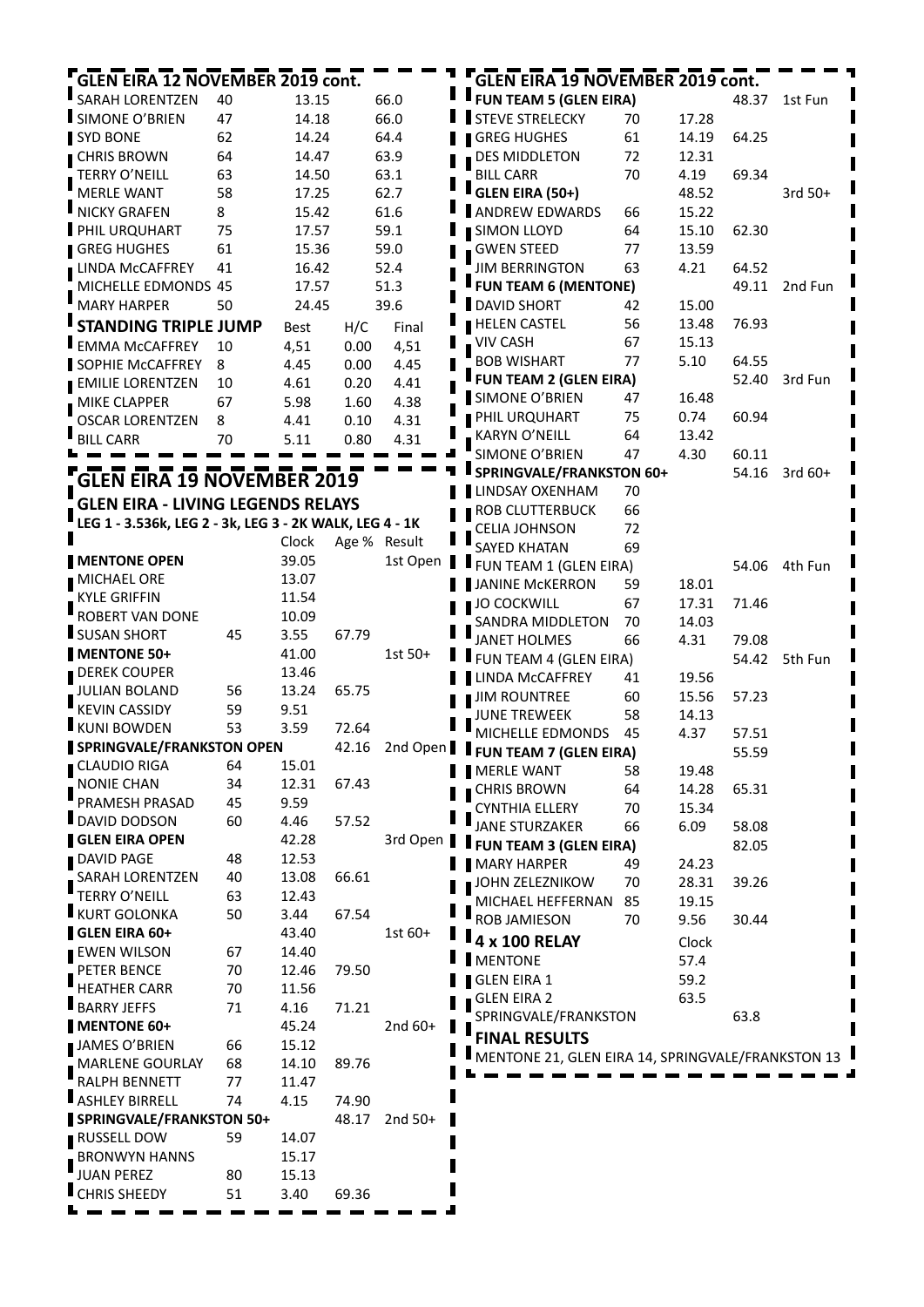## GLEN EIRA 12 NOVEMBER 2019 cont.

| | | | |
|---|---|---|---|
| SARAH LORENTZEN | 40 | 13.15 | 66.0 |
| SIMONE O'BRIEN | 47 | 14.18 | 66.0 |
| SYD BONE | 62 | 14.24 | 64.4 |
| CHRIS BROWN | 64 | 14.47 | 63.9 |
| TERRY O'NEILL | 63 | 14.50 | 63.1 |
| MERLE WANT | 58 | 17.25 | 62.7 |
| NICKY GRAFEN | 8 | 15.42 | 61.6 |
| PHIL URQUHART | 75 | 17.57 | 59.1 |
| GREG HUGHES | 61 | 15.36 | 59.0 |
| LINDA McCAFFREY | 41 | 16.42 | 52.4 |
| MICHELLE EDMONDS | 45 | 17.57 | 51.3 |
| MARY HARPER | 50 | 24.45 | 39.6 |

### STANDING TRIPLE JUMP

| | | Best | H/C | Final |
|---|---|---|---|---|
| EMMA McCAFFREY | 10 | 4,51 | 0.00 | 4,51 |
| SOPHIE McCAFFREY | 8 | 4.45 | 0.00 | 4.45 |
| EMILIE LORENTZEN | 10 | 4.61 | 0.20 | 4.41 |
| MIKE CLAPPER | 67 | 5.98 | 1.60 | 4.38 |
| OSCAR LORENTZEN | 8 | 4.41 | 0.10 | 4.31 |
| BILL CARR | 70 | 5.11 | 0.80 | 4.31 |

## GLEN EIRA 19 NOVEMBER 2019

### GLEN EIRA - LIVING LEGENDS RELAYS

**LEG 1 - 3.536k, LEG 2 - 3k, LEG 3 - 2K WALK, LEG 4 - 1K**

| | | Clock | Age % | Result |
|---|---|---|---|---|
| **MENTONE OPEN** | | 39.05 | | 1st Open |
| MICHAEL ORE | | 13.07 | | |
| KYLE GRIFFIN | | 11.54 | | |
| ROBERT VAN DONE | | 10.09 | | |
| SUSAN SHORT | 45 | 3.55 | 67.79 | |
| **MENTONE 50+** | | 41.00 | | 1st 50+ |
| DEREK COUPER | | 13.46 | | |
| JULIAN BOLAND | 56 | 13.24 | 65.75 | |
| KEVIN CASSIDY | 59 | 9.51 | | |
| KUNI BOWDEN | 53 | 3.59 | 72.64 | |
| **SPRINGVALE/FRANKSTON OPEN** | | | 42.16 | 2nd Open |
| CLAUDIO RIGA | 64 | 15.01 | | |
| NONIE CHAN | 34 | 12.31 | 67.43 | |
| PRAMESH PRASAD | 45 | 9.59 | | |
| DAVID DODSON | 60 | 4.46 | 57.52 | |
| **GLEN EIRA OPEN** | | 42.28 | | 3rd Open |
| DAVID PAGE | 48 | 12.53 | | |
| SARAH LORENTZEN | 40 | 13.08 | 66.61 | |
| TERRY O'NEILL | 63 | 12.43 | | |
| KURT GOLONKA | 50 | 3.44 | 67.54 | |
| **GLEN EIRA 60+** | | 43.40 | | 1st 60+ |
| EWEN WILSON | 67 | 14.40 | | |
| PETER BENCE | 70 | 12.46 | 79.50 | |
| HEATHER CARR | 70 | 11.56 | | |
| BARRY JEFFS | 71 | 4.16 | 71.21 | |
| **MENTONE 60+** | | 45.24 | | 2nd 60+ |
| JAMES O'BRIEN | 66 | 15.12 | | |
| MARLENE GOURLAY | 68 | 14.10 | 89.76 | |
| RALPH BENNETT | 77 | 11.47 | | |
| ASHLEY BIRRELL | 74 | 4.15 | 74.90 | |
| **SPRINGVALE/FRANKSTON 50+** | | | 48.17 | 2nd 50+ |
| RUSSELL DOW | 59 | 14.07 | | |
| BRONWYN HANNS | | 15.17 | | |
| JUAN PEREZ | 80 | 15.13 | | |
| CHRIS SHEEDY | 51 | 3.40 | 69.36 | |

## GLEN EIRA 19 NOVEMBER 2019 cont.

| | | | | |
|---|---|---|---|---|
| **FUN TEAM 5 (GLEN EIRA)** | | | 48.37 | 1st Fun |
| STEVE STRELECKY | 70 | 17.28 | | |
| GREG HUGHES | 61 | 14.19 | 64.25 | |
| DES MIDDLETON | 72 | 12.31 | | |
| BILL CARR | 70 | 4.19 | 69.34 | |
| **GLEN EIRA (50+)** | | 48.52 | | 3rd 50+ |
| ANDREW EDWARDS | 66 | 15.22 | | |
| SIMON LLOYD | 64 | 15.10 | 62.30 | |
| GWEN STEED | 77 | 13.59 | | |
| JIM BERRINGTON | 63 | 4.21 | 64.52 | |
| **FUN TEAM 6 (MENTONE)** | | | 49.11 | 2nd Fun |
| DAVID SHORT | 42 | 15.00 | | |
| HELEN CASTEL | 56 | 13.48 | 76.93 | |
| VIV CASH | 67 | 15.13 | | |
| BOB WISHART | 77 | 5.10 | 64.55 | |
| **FUN TEAM 2 (GLEN EIRA)** | | | 52.40 | 3rd Fun |
| SIMONE O'BRIEN | 47 | 16.48 | | |
| PHIL URQUHART | 75 | 0.74 | 60.94 | |
| KARYN O'NEILL | 64 | 13.42 | | |
| SIMONE O'BRIEN | 47 | 4.30 | 60.11 | |
| **SPRINGVALE/FRANKSTON 60+** | | | 54.16 | 3rd 60+ |
| LINDSAY OXENHAM | 70 | | | |
| ROB CLUTTERBUCK | 66 | | | |
| CELIA JOHNSON | 72 | | | |
| SAYED KHATAN | 69 | | | |
| FUN TEAM 1 (GLEN EIRA) | | | 54.06 | 4th Fun |
| JANINE McKERRON | 59 | 18.01 | | |
| JO COCKWILL | 67 | 17.31 | 71.46 | |
| SANDRA MIDDLETON | 70 | 14.03 | | |
| JANET HOLMES | 66 | 4.31 | 79.08 | |
| FUN TEAM 4 (GLEN EIRA) | | | 54.42 | 5th Fun |
| LINDA McCAFFREY | 41 | 19.56 | | |
| JIM ROUNTREE | 60 | 15.56 | 57.23 | |
| JUNE TREWEEK | 58 | 14.13 | | |
| MICHELLE EDMONDS | 45 | 4.37 | 57.51 | |
| **FUN TEAM 7 (GLEN EIRA)** | | | 55.59 | |
| MERLE WANT | 58 | 19.48 | | |
| CHRIS BROWN | 64 | 14.28 | 65.31 | |
| CYNTHIA ELLERY | 70 | 15.34 | | |
| JANE STURZAKER | 66 | 6.09 | 58.08 | |
| **FUN TEAM 3 (GLEN EIRA)** | | | 82.05 | |
| MARY HARPER | 49 | 24.23 | | |
| JOHN ZELEZNIKOW | 70 | 28.31 | 39.26 | |
| MICHAEL HEFFERNAN | 85 | 19.15 | | |
| ROB JAMIESON | 70 | 9.56 | 30.44 | |

### 4 x 100 RELAY

| | Clock | |
|---|---|---|
| MENTONE | 57.4 | |
| GLEN EIRA 1 | 59.2 | |
| GLEN EIRA 2 | 63.5 | |
| SPRINGVALE/FRANKSTON | | 63.8 |

### FINAL RESULTS

MENTONE 21, GLEN EIRA 14, SPRINGVALE/FRANKSTON 13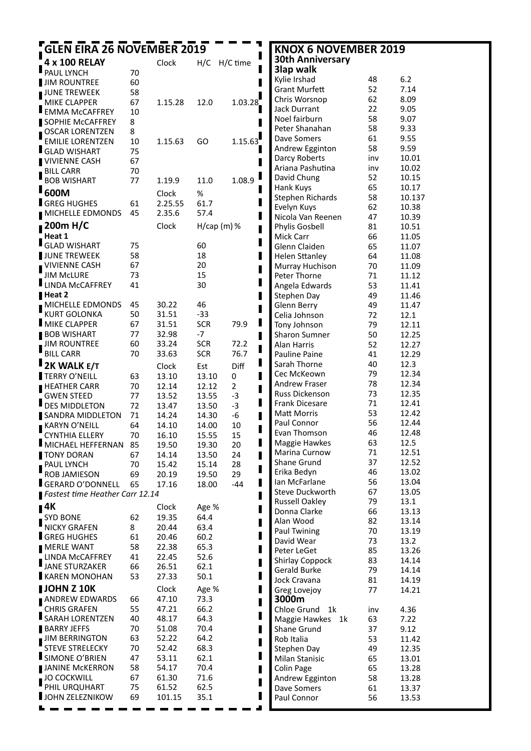## GLEN EIRA 26 NOVEMBER 2019

### 4 x 100 RELAY

| Name | Age | Clock | H/C | H/C time |
|---|---|---|---|---|
| PAUL LYNCH | 70 | | | |
| JIM ROUNTREE | 60 | | | |
| JUNE TREWEEK | 58 | | | |
| MIKE CLAPPER | 67 | 1.15.28 | 12.0 | 1.03.28 |
| EMMA McCAFFREY | 10 | | | |
| SOPHIE McCAFFREY | 8 | | | |
| OSCAR LORENTZEN | 8 | | | |
| EMILIE LORENTZEN | 10 | 1.15.63 | GO | 1.15.63 |
| GLAD WISHART | 75 | | | |
| VIVIENNE CASH | 67 | | | |
| BILL CARR | 70 | | | |
| BOB WISHART | 77 | 1.19.9 | 11.0 | 1.08.9 |

### 600M

| Name | Age | Clock | % |
|---|---|---|---|
| GREG HUGHES | 61 | 2.25.55 | 61.7 |
| MICHELLE EDMONDS | 45 | 2.35.6 | 57.4 |

### 200m H/C

| Name | Age | Clock | H/cap (m) | % |
|---|---|---|---|---|
| **Heat 1** | | | | |
| GLAD WISHART | 75 | | 60 | |
| JUNE TREWEEK | 58 | | 18 | |
| VIVIENNE CASH | 67 | | 20 | |
| JIM McLURE | 73 | | 15 | |
| LINDA McCAFFREY | 41 | | 30 | |
| **Heat 2** | | | | |
| MICHELLE EDMONDS | 45 | 30.22 | 46 | |
| KURT GOLONKA | 50 | 31.51 | -33 | |
| MIKE CLAPPER | 67 | 31.51 | SCR | 79.9 |
| BOB WISHART | 77 | 32.98 | -7 | |
| JIM ROUNTREE | 60 | 33.24 | SCR | 72.2 |
| BILL CARR | 70 | 33.63 | SCR | 76.7 |

### 2K WALK E/T

| Name | Age | Clock | Est | Diff |
|---|---|---|---|---|
| TERRY O'NEILL | 63 | 13.10 | 13.10 | 0 |
| HEATHER CARR | 70 | 12.14 | 12.12 | 2 |
| GWEN STEED | 77 | 13.52 | 13.55 | -3 |
| DES MIDDLETON | 72 | 13.47 | 13.50 | -3 |
| SANDRA MIDDLETON | 71 | 14.24 | 14.30 | -6 |
| KARYN O'NEILL | 64 | 14.10 | 14.00 | 10 |
| CYNTHIA ELLERY | 70 | 16.10 | 15.55 | 15 |
| MICHAEL HEFFERNAN | 85 | 19.50 | 19.30 | 20 |
| TONY DORAN | 67 | 14.14 | 13.50 | 24 |
| PAUL LYNCH | 70 | 15.42 | 15.14 | 28 |
| ROB JAMIESON | 69 | 20.19 | 19.50 | 29 |
| GERARD O'DONNELL | 65 | 17.16 | 18.00 | -44 |

*Fastest time Heather Carr 12.14*

### 4K

| Name | Age | Clock | Age % |
|---|---|---|---|
| SYD BONE | 62 | 19.35 | 64.4 |
| NICKY GRAFEN | 8 | 20.44 | 63.4 |
| GREG HUGHES | 61 | 20.46 | 60.2 |
| MERLE WANT | 58 | 22.38 | 65.3 |
| LINDA McCAFFREY | 41 | 22.45 | 52.6 |
| JANE STURZAKER | 66 | 26.51 | 62.1 |
| KAREN MONOHAN | 53 | 27.33 | 50.1 |

### JOHN Z 10K

| Name | Age | Clock | Age % |
|---|---|---|---|
| ANDREW EDWARDS | 66 | 47.10 | 73.3 |
| CHRIS GRAFEN | 55 | 47.21 | 66.2 |
| SARAH LORENTZEN | 40 | 48.17 | 64.3 |
| BARRY JEFFS | 70 | 51.08 | 70.4 |
| JIM BERRINGTON | 63 | 52.22 | 64.2 |
| STEVE STRELECKY | 70 | 52.42 | 68.3 |
| SIMONE O'BRIEN | 47 | 53.11 | 62.1 |
| JANINE McKERRON | 58 | 54.17 | 70.4 |
| JO COCKWILL | 67 | 61.30 | 71.6 |
| PHIL URQUHART | 75 | 61.52 | 62.5 |
| JOHN ZELEZNIKOW | 69 | 101.15 | 35.1 |

## KNOX 6 NOVEMBER 2019

**30th Anniversary**

### 3lap walk

| Name | Age | Time |
|---|---|---|
| Kylie Irshad | 48 | 6.2 |
| Grant Murfett | 52 | 7.14 |
| Chris Worsnop | 62 | 8.09 |
| Jack Durrant | 22 | 9.05 |
| Noel fairburn | 58 | 9.07 |
| Peter Shanahan | 58 | 9.33 |
| Dave Somers | 61 | 9.55 |
| Andrew Egginton | 58 | 9.59 |
| Darcy Roberts | inv | 10.01 |
| Ariana Pashutina | inv | 10.02 |
| David Chung | 52 | 10.15 |
| Hank Kuys | 65 | 10.17 |
| Stephen Richards | 58 | 10.137 |
| Evelyn Kuys | 62 | 10.38 |
| Nicola Van Reenen | 47 | 10.39 |
| Phylis Gosbell | 81 | 10.51 |
| Mick Carr | 66 | 11.05 |
| Glenn Claiden | 65 | 11.07 |
| Helen Sttanley | 64 | 11.08 |
| Murray Huchison | 70 | 11.09 |
| Peter Thorne | 71 | 11.12 |
| Angela Edwards | 53 | 11.41 |
| Stephen Day | 49 | 11.46 |
| Glenn Berry | 49 | 11.47 |
| Celia Johnson | 72 | 12.1 |
| Tony Johnson | 79 | 12.11 |
| Sharon Sumner | 50 | 12.25 |
| Alan Harris | 52 | 12.27 |
| Pauline Paine | 41 | 12.29 |
| Sarah Thorne | 40 | 12.3 |
| Cec McKeown | 79 | 12.34 |
| Andrew Fraser | 78 | 12.34 |
| Russ Dickenson | 73 | 12.35 |
| Frank Dicesare | 71 | 12.41 |
| Matt Morris | 53 | 12.42 |
| Paul Connor | 56 | 12.44 |
| Evan Thomson | 46 | 12.48 |
| Maggie Hawkes | 63 | 12.5 |
| Marina Curnow | 71 | 12.51 |
| Shane Grund | 37 | 12.52 |
| Erika Bedyn | 46 | 13.02 |
| Ian McFarlane | 56 | 13.04 |
| Steve Duckworth | 67 | 13.05 |
| Russell Oakley | 79 | 13.1 |
| Donna Clarke | 66 | 13.13 |
| Alan Wood | 82 | 13.14 |
| Paul Twining | 70 | 13.19 |
| David Wear | 73 | 13.2 |
| Peter LeGet | 85 | 13.26 |
| Shirlay Coppock | 83 | 14.14 |
| Gerald Burke | 79 | 14.14 |
| Jock Cravana | 81 | 14.19 |
| Greg Lovejoy | 77 | 14.21 |

### 3000m

| Name | Age | Time |
|---|---|---|
| Chloe Grund 1k | inv | 4.36 |
| Maggie Hawkes 1k | 63 | 7.22 |
| Shane Grund | 37 | 9.12 |
| Rob Italia | 53 | 11.42 |
| Stephen Day | 49 | 12.35 |
| Milan Stanisic | 65 | 13.01 |
| Colin Page | 65 | 13.28 |
| Andrew Egginton | 58 | 13.28 |
| Dave Somers | 61 | 13.37 |
| Paul Connor | 56 | 13.53 |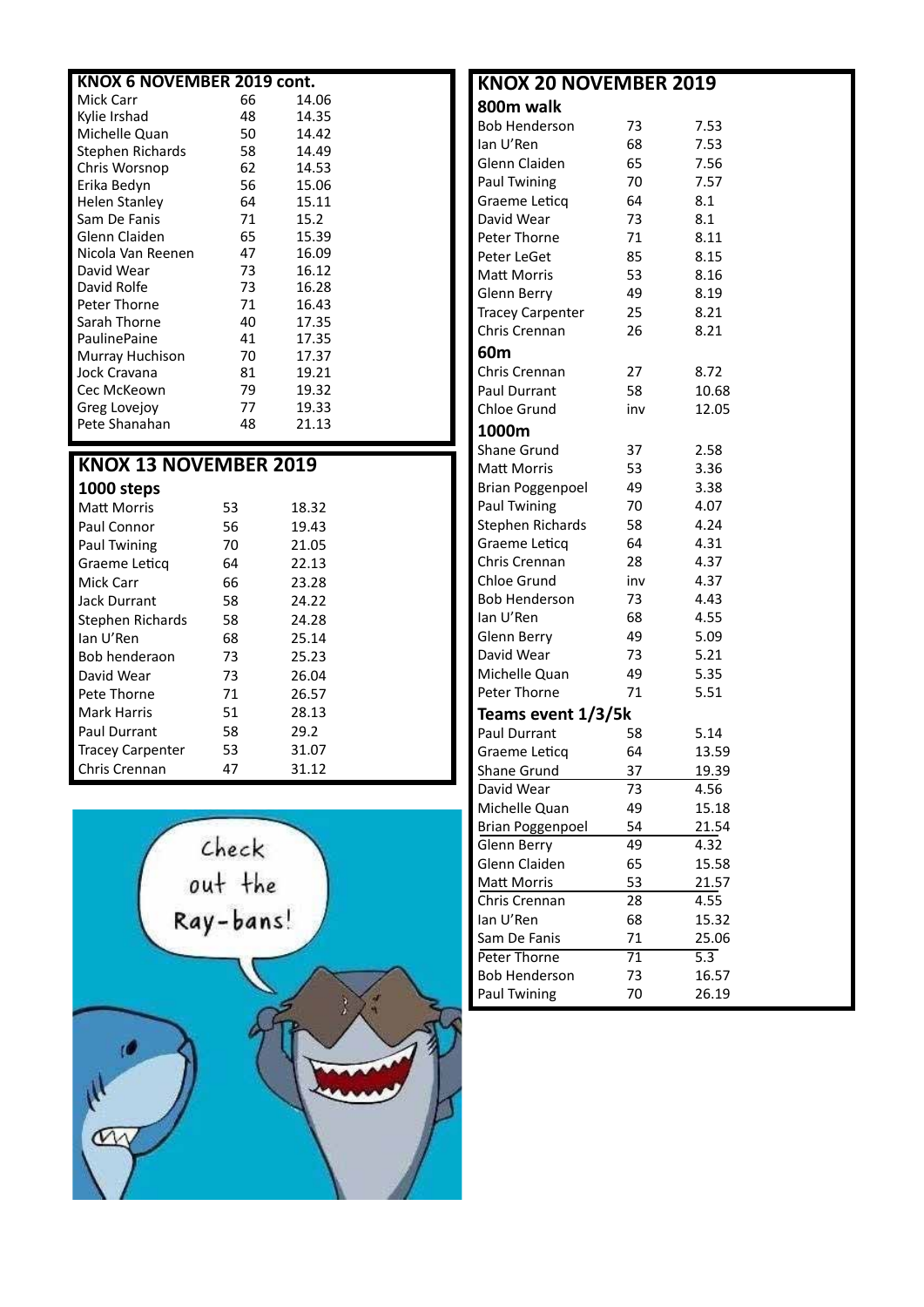## KNOX 6 NOVEMBER 2019 cont.

| | | |
|---|---|---|
| Mick Carr | 66 | 14.06 |
| Kylie Irshad | 48 | 14.35 |
| Michelle Quan | 50 | 14.42 |
| Stephen Richards | 58 | 14.49 |
| Chris Worsnop | 62 | 14.53 |
| Erika Bedyn | 56 | 15.06 |
| Helen Stanley | 64 | 15.11 |
| Sam De Fanis | 71 | 15.2 |
| Glenn Claiden | 65 | 15.39 |
| Nicola Van Reenen | 47 | 16.09 |
| David Wear | 73 | 16.12 |
| David Rolfe | 73 | 16.28 |
| Peter Thorne | 71 | 16.43 |
| Sarah Thorne | 40 | 17.35 |
| PaulinePaine | 41 | 17.35 |
| Murray Huchison | 70 | 17.37 |
| Jock Cravana | 81 | 19.21 |
| Cec McKeown | 79 | 19.32 |
| Greg Lovejoy | 77 | 19.33 |
| Pete Shanahan | 48 | 21.13 |

## KNOX 13 NOVEMBER 2019

### 1000 steps

| | | |
|---|---|---|
| Matt Morris | 53 | 18.32 |
| Paul Connor | 56 | 19.43 |
| Paul Twining | 70 | 21.05 |
| Graeme Leticq | 64 | 22.13 |
| Mick Carr | 66 | 23.28 |
| Jack Durrant | 58 | 24.22 |
| Stephen Richards | 58 | 24.28 |
| Ian U'Ren | 68 | 25.14 |
| Bob henderaon | 73 | 25.23 |
| David Wear | 73 | 26.04 |
| Pete Thorne | 71 | 26.57 |
| Mark Harris | 51 | 28.13 |
| Paul Durrant | 58 | 29.2 |
| Tracey Carpenter | 53 | 31.07 |
| Chris Crennan | 47 | 31.12 |

## KNOX 20 NOVEMBER 2019

### 800m walk

| | | |
|---|---|---|
| Bob Henderson | 73 | 7.53 |
| Ian U'Ren | 68 | 7.53 |
| Glenn Claiden | 65 | 7.56 |
| Paul Twining | 70 | 7.57 |
| Graeme Leticq | 64 | 8.1 |
| David Wear | 73 | 8.1 |
| Peter Thorne | 71 | 8.11 |
| Peter LeGet | 85 | 8.15 |
| Matt Morris | 53 | 8.16 |
| Glenn Berry | 49 | 8.19 |
| Tracey Carpenter | 25 | 8.21 |
| Chris Crennan | 26 | 8.21 |

### 60m

| | | |
|---|---|---|
| Chris Crennan | 27 | 8.72 |
| Paul Durrant | 58 | 10.68 |
| Chloe Grund | inv | 12.05 |

### 1000m

| | | |
|---|---|---|
| Shane Grund | 37 | 2.58 |
| Matt Morris | 53 | 3.36 |
| Brian Poggenpoel | 49 | 3.38 |
| Paul Twining | 70 | 4.07 |
| Stephen Richards | 58 | 4.24 |
| Graeme Leticq | 64 | 4.31 |
| Chris Crennan | 28 | 4.37 |
| Chloe Grund | inv | 4.37 |
| Bob Henderson | 73 | 4.43 |
| Ian U'Ren | 68 | 4.55 |
| Glenn Berry | 49 | 5.09 |
| David Wear | 73 | 5.21 |
| Michelle Quan | 49 | 5.35 |
| Peter Thorne | 71 | 5.51 |

### Teams event 1/3/5k

| | | |
|---|---|---|
| Paul Durrant | 58 | 5.14 |
| Graeme Leticq | 64 | 13.59 |
| Shane Grund | 37 | 19.39 |
| David Wear | 73 | 4.56 |
| Michelle Quan | 49 | 15.18 |
| Brian Poggenpoel | 54 | 21.54 |
| Glenn Berry | 49 | 4.32 |
| Glenn Claiden | 65 | 15.58 |
| Matt Morris | 53 | 21.57 |
| Chris Crennan | 28 | 4.55 |
| Ian U'Ren | 68 | 15.32 |
| Sam De Fanis | 71 | 25.06 |
| Peter Thorne | 71 | 5.3 |
| Bob Henderson | 73 | 16.57 |
| Paul Twining | 70 | 26.19 |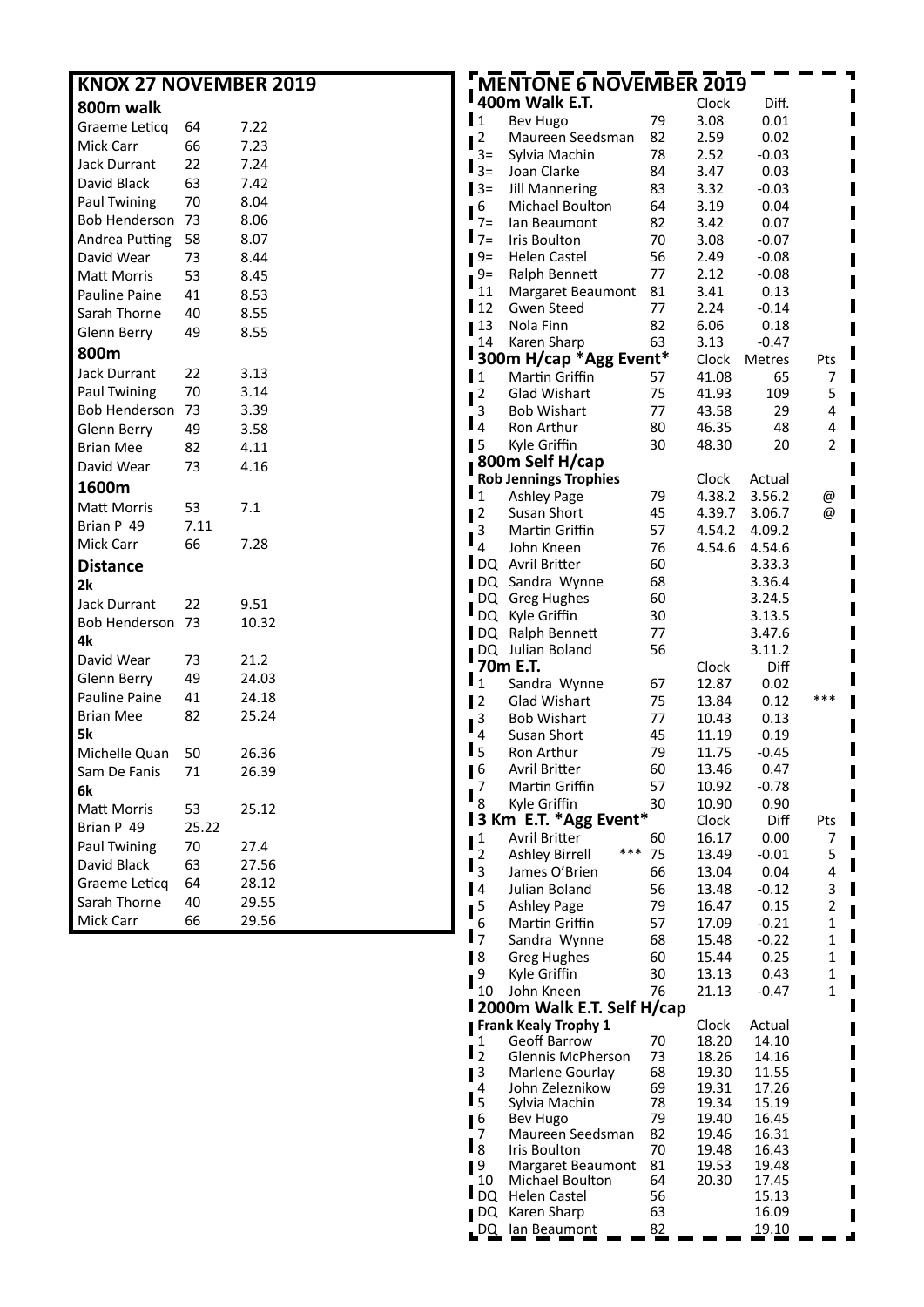## KNOX 27 NOVEMBER 2019

### 800m walk

| | | |
|---|---|---|
| Graeme Leticq | 64 | 7.22 |
| Mick Carr | 66 | 7.23 |
| Jack Durrant | 22 | 7.24 |
| David Black | 63 | 7.42 |
| Paul Twining | 70 | 8.04 |
| Bob Henderson | 73 | 8.06 |
| Andrea Putting | 58 | 8.07 |
| David Wear | 73 | 8.44 |
| Matt Morris | 53 | 8.45 |
| Pauline Paine | 41 | 8.53 |
| Sarah Thorne | 40 | 8.55 |
| Glenn Berry | 49 | 8.55 |

### 800m

| | | |
|---|---|---|
| Jack Durrant | 22 | 3.13 |
| Paul Twining | 70 | 3.14 |
| Bob Henderson | 73 | 3.39 |
| Glenn Berry | 49 | 3.58 |
| Brian Mee | 82 | 4.11 |
| David Wear | 73 | 4.16 |

### 1600m

| | | |
|---|---|---|
| Matt Morris | 53 | 7.1 |
| Brian P 49 | 7.11 | |
| Mick Carr | 66 | 7.28 |

### Distance

**2k**

| | | |
|---|---|---|
| Jack Durrant | 22 | 9.51 |
| Bob Henderson | 73 | 10.32 |

**4k**

| | | |
|---|---|---|
| David Wear | 73 | 21.2 |
| Glenn Berry | 49 | 24.03 |
| Pauline Paine | 41 | 24.18 |
| Brian Mee | 82 | 25.24 |

**5k**

| | | |
|---|---|---|
| Michelle Quan | 50 | 26.36 |
| Sam De Fanis | 71 | 26.39 |

**6k**

| | | |
|---|---|---|
| Matt Morris | 53 | 25.12 |
| Brian P 49 | 25.22 | |
| Paul Twining | 70 | 27.4 |
| David Black | 63 | 27.56 |
| Graeme Leticq | 64 | 28.12 |
| Sarah Thorne | 40 | 29.55 |
| Mick Carr | 66 | 29.56 |

## MENTONE 6 NOVEMBER 2019

### 400m Walk E.T.

| | | | Clock | Diff. |
|---|---|---|---|---|
| 1 | Bev Hugo | 79 | 3.08 | 0.01 |
| 2 | Maureen Seedsman | 82 | 2.59 | 0.02 |
| 3= | Sylvia Machin | 78 | 2.52 | -0.03 |
| 3= | Joan Clarke | 84 | 3.47 | 0.03 |
| 3= | Jill Mannering | 83 | 3.32 | -0.03 |
| 6 | Michael Boulton | 64 | 3.19 | 0.04 |
| 7= | Ian Beaumont | 82 | 3.42 | 0.07 |
| 7= | Iris Boulton | 70 | 3.08 | -0.07 |
| 9= | Helen Castel | 56 | 2.49 | -0.08 |
| 9= | Ralph Bennett | 77 | 2.12 | -0.08 |
| 11 | Margaret Beaumont | 81 | 3.41 | 0.13 |
| 12 | Gwen Steed | 77 | 2.24 | -0.14 |
| 13 | Nola Finn | 82 | 6.06 | 0.18 |
| 14 | Karen Sharp | 63 | 3.13 | -0.47 |

### 300m H/cap *Agg Event*

| | | | Clock | Metres | Pts |
|---|---|---|---|---|---|
| 1 | Martin Griffin | 57 | 41.08 | 65 | 7 |
| 2 | Glad Wishart | 75 | 41.93 | 109 | 5 |
| 3 | Bob Wishart | 77 | 43.58 | 29 | 4 |
| 4 | Ron Arthur | 80 | 46.35 | 48 | 4 |
| 5 | Kyle Griffin | 30 | 48.30 | 20 | 2 |

### 800m Self H/cap

**Rob Jennings Trophies**

| | | | Clock | Actual | |
|---|---|---|---|---|---|
| 1 | Ashley Page | 79 | 4.38.2 | 3.56.2 | @ |
| 2 | Susan Short | 45 | 4.39.7 | 3.06.7 | @ |
| 3 | Martin Griffin | 57 | 4.54.2 | 4.09.2 | |
| 4 | John Kneen | 76 | 4.54.6 | 4.54.6 | |
| DQ | Avril Britter | 60 | | 3.33.3 | |
| DQ | Sandra Wynne | 68 | | 3.36.4 | |
| DQ | Greg Hughes | 60 | | 3.24.5 | |
| DQ | Kyle Griffin | 30 | | 3.13.5 | |
| DQ | Ralph Bennett | 77 | | 3.47.6 | |
| DQ | Julian Boland | 56 | | 3.11.2 | |

### 70m E.T.

| | | | Clock | Diff | |
|---|---|---|---|---|---|
| 1 | Sandra Wynne | 67 | 12.87 | 0.02 | |
| 2 | Glad Wishart | 75 | 13.84 | 0.12 | *** |
| 3 | Bob Wishart | 77 | 10.43 | 0.13 | |
| 4 | Susan Short | 45 | 11.19 | 0.19 | |
| 5 | Ron Arthur | 79 | 11.75 | -0.45 | |
| 6 | Avril Britter | 60 | 13.46 | 0.47 | |
| 7 | Martin Griffin | 57 | 10.92 | -0.78 | |
| 8 | Kyle Griffin | 30 | 10.90 | 0.90 | |

### 3 Km E.T. *Agg Event*

| | | | Clock | Diff | Pts |
|---|---|---|---|---|---|
| 1 | Avril Britter | 60 | 16.17 | 0.00 | 7 |
| 2 | Ashley Birrell *** | 75 | 13.49 | -0.01 | 5 |
| 3 | James O'Brien | 66 | 13.04 | 0.04 | 4 |
| 4 | Julian Boland | 56 | 13.48 | -0.12 | 3 |
| 5 | Ashley Page | 79 | 16.47 | 0.15 | 2 |
| 6 | Martin Griffin | 57 | 17.09 | -0.21 | 1 |
| 7 | Sandra Wynne | 68 | 15.48 | -0.22 | 1 |
| 8 | Greg Hughes | 60 | 15.44 | 0.25 | 1 |
| 9 | Kyle Griffin | 30 | 13.13 | 0.43 | 1 |
| 10 | John Kneen | 76 | 21.13 | -0.47 | 1 |

### 2000m Walk E.T. Self H/cap

**Frank Kealy Trophy 1**

| | | | Clock | Actual |
|---|---|---|---|---|
| 1 | Geoff Barrow | 70 | 18.20 | 14.10 |
| 2 | Glennis McPherson | 73 | 18.26 | 14.16 |
| 3 | Marlene Gourlay | 68 | 19.30 | 11.55 |
| 4 | John Zeleznikow | 69 | 19.31 | 17.26 |
| 5 | Sylvia Machin | 78 | 19.34 | 15.19 |
| 6 | Bev Hugo | 79 | 19.40 | 16.45 |
| 7 | Maureen Seedsman | 82 | 19.46 | 16.31 |
| 8 | Iris Boulton | 70 | 19.48 | 16.43 |
| 9 | Margaret Beaumont | 81 | 19.53 | 19.48 |
| 10 | Michael Boulton | 64 | 20.30 | 17.45 |
| DQ | Helen Castel | 56 | | 15.13 |
| DQ | Karen Sharp | 63 | | 16.09 |
| DQ | Ian Beaumont | 82 | | 19.10 |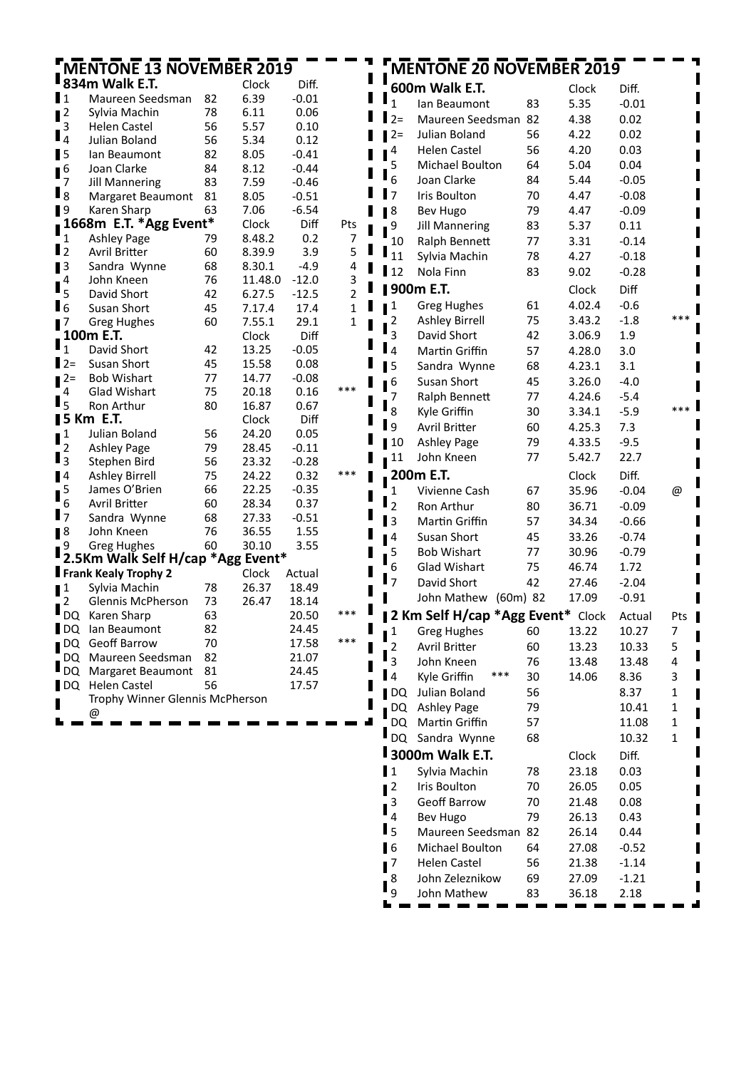## MENTONE 13 NOVEMBER 2019

### 834m Walk E.T.

| | Name | Age | Clock | Diff. |
|---|---|---|---|---|
| 1 | Maureen Seedsman | 82 | 6.39 | -0.01 |
| 2 | Sylvia Machin | 78 | 6.11 | 0.06 |
| 3 | Helen Castel | 56 | 5.57 | 0.10 |
| 4 | Julian Boland | 56 | 5.34 | 0.12 |
| 5 | Ian Beaumont | 82 | 8.05 | -0.41 |
| 6 | Joan Clarke | 84 | 8.12 | -0.44 |
| 7 | Jill Mannering | 83 | 7.59 | -0.46 |
| 8 | Margaret Beaumont | 81 | 8.05 | -0.51 |
| 9 | Karen Sharp | 63 | 7.06 | -6.54 |

### 1668m E.T. *Agg Event*

| | Name | Age | Clock | Diff | Pts |
|---|---|---|---|---|---|
| 1 | Ashley Page | 79 | 8.48.2 | 0.2 | 7 |
| 2 | Avril Britter | 60 | 8.39.9 | 3.9 | 5 |
| 3 | Sandra Wynne | 68 | 8.30.1 | -4.9 | 4 |
| 4 | John Kneen | 76 | 11.48.0 | -12.0 | 3 |
| 5 | David Short | 42 | 6.27.5 | -12.5 | 2 |
| 6 | Susan Short | 45 | 7.17.4 | 17.4 | 1 |
| 7 | Greg Hughes | 60 | 7.55.1 | 29.1 | 1 |

### 100m E.T.

| | Name | Age | Clock | Diff | |
|---|---|---|---|---|---|
| 1 | David Short | 42 | 13.25 | -0.05 | |
| 2= | Susan Short | 45 | 15.58 | 0.08 | |
| 2= | Bob Wishart | 77 | 14.77 | -0.08 | |
| 4 | Glad Wishart | 75 | 20.18 | 0.16 | *** |
| 5 | Ron Arthur | 80 | 16.87 | 0.67 | |

### 5 Km E.T.

| | Name | Age | Clock | Diff | |
|---|---|---|---|---|---|
| 1 | Julian Boland | 56 | 24.20 | 0.05 | |
| 2 | Ashley Page | 79 | 28.45 | -0.11 | |
| 3 | Stephen Bird | 56 | 23.32 | -0.28 | |
| 4 | Ashley Birrell | 75 | 24.22 | 0.32 | *** |
| 5 | James O'Brien | 66 | 22.25 | -0.35 | |
| 6 | Avril Britter | 60 | 28.34 | 0.37 | |
| 7 | Sandra Wynne | 68 | 27.33 | -0.51 | |
| 8 | John Kneen | 76 | 36.55 | 1.55 | |
| 9 | Greg Hughes | 60 | 30.10 | 3.55 | |

### 2.5Km Walk Self H/cap *Agg Event*

**Frank Kealy Trophy 2**

| | Name | Age | Clock | Actual | |
|---|---|---|---|---|---|
| 1 | Sylvia Machin | 78 | 26.37 | 18.49 | |
| 2 | Glennis McPherson | 73 | 26.47 | 18.14 | |
| DQ | Karen Sharp | 63 | | 20.50 | *** |
| DQ | Ian Beaumont | 82 | | 24.45 | |
| DQ | Geoff Barrow | 70 | | 17.58 | *** |
| DQ | Maureen Seedsman | 82 | | 21.07 | |
| DQ | Margaret Beaumont | 81 | | 24.45 | |
| DQ | Helen Castel | 56 | | 17.57 | |

Trophy Winner Glennis McPherson

@

## MENTONE 20 NOVEMBER 2019

### 600m Walk E.T.

| | Name | Age | Clock | Diff. |
|---|---|---|---|---|
| 1 | Ian Beaumont | 83 | 5.35 | -0.01 |
| 2= | Maureen Seedsman | 82 | 4.38 | 0.02 |
| 2= | Julian Boland | 56 | 4.22 | 0.02 |
| 4 | Helen Castel | 56 | 4.20 | 0.03 |
| 5 | Michael Boulton | 64 | 5.04 | 0.04 |
| 6 | Joan Clarke | 84 | 5.44 | -0.05 |
| 7 | Iris Boulton | 70 | 4.47 | -0.08 |
| 8 | Bev Hugo | 79 | 4.47 | -0.09 |
| 9 | Jill Mannering | 83 | 5.37 | 0.11 |
| 10 | Ralph Bennett | 77 | 3.31 | -0.14 |
| 11 | Sylvia Machin | 78 | 4.27 | -0.18 |
| 12 | Nola Finn | 83 | 9.02 | -0.28 |

### 900m E.T.

| | Name | Age | Clock | Diff | |
|---|---|---|---|---|---|
| 1 | Greg Hughes | 61 | 4.02.4 | -0.6 | |
| 2 | Ashley Birrell | 75 | 3.43.2 | -1.8 | *** |
| 3 | David Short | 42 | 3.06.9 | 1.9 | |
| 4 | Martin Griffin | 57 | 4.28.0 | 3.0 | |
| 5 | Sandra Wynne | 68 | 4.23.1 | 3.1 | |
| 6 | Susan Short | 45 | 3.26.0 | -4.0 | |
| 7 | Ralph Bennett | 77 | 4.24.6 | -5.4 | |
| 8 | Kyle Griffin | 30 | 3.34.1 | -5.9 | *** |
| 9 | Avril Britter | 60 | 4.25.3 | 7.3 | |
| 10 | Ashley Page | 79 | 4.33.5 | -9.5 | |
| 11 | John Kneen | 77 | 5.42.7 | 22.7 | |

### 200m E.T.

| | Name | Age | Clock | Diff. | |
|---|---|---|---|---|---|
| 1 | Vivienne Cash | 67 | 35.96 | -0.04 | @ |
| 2 | Ron Arthur | 80 | 36.71 | -0.09 | |
| 3 | Martin Griffin | 57 | 34.34 | -0.66 | |
| 4 | Susan Short | 45 | 33.26 | -0.74 | |
| 5 | Bob Wishart | 77 | 30.96 | -0.79 | |
| 6 | Glad Wishart | 75 | 46.74 | 1.72 | |
| 7 | David Short | 42 | 27.46 | -2.04 | |
| | John Mathew (60m) | 82 | 17.09 | -0.91 | |

### 2 Km Self H/cap *Agg Event*

| | Name | Age | Clock | Actual | Pts |
|---|---|---|---|---|---|
| 1 | Greg Hughes | 60 | 13.22 | 10.27 | 7 |
| 2 | Avril Britter | 60 | 13.23 | 10.33 | 5 |
| 3 | John Kneen | 76 | 13.48 | 13.48 | 4 |
| 4 | Kyle Griffin *** | 30 | 14.06 | 8.36 | 3 |
| DQ | Julian Boland | 56 | | 8.37 | 1 |
| DQ | Ashley Page | 79 | | 10.41 | 1 |
| DQ | Martin Griffin | 57 | | 11.08 | 1 |
| DQ | Sandra Wynne | 68 | | 10.32 | 1 |

### 3000m Walk E.T.

| | Name | Age | Clock | Diff. |
|---|---|---|---|---|
| 1 | Sylvia Machin | 78 | 23.18 | 0.03 |
| 2 | Iris Boulton | 70 | 26.05 | 0.05 |
| 3 | Geoff Barrow | 70 | 21.48 | 0.08 |
| 4 | Bev Hugo | 79 | 26.13 | 0.43 |
| 5 | Maureen Seedsman | 82 | 26.14 | 0.44 |
| 6 | Michael Boulton | 64 | 27.08 | -0.52 |
| 7 | Helen Castel | 56 | 21.38 | -1.14 |
| 8 | John Zeleznikow | 69 | 27.09 | -1.21 |
| 9 | John Mathew | 83 | 36.18 | 2.18 |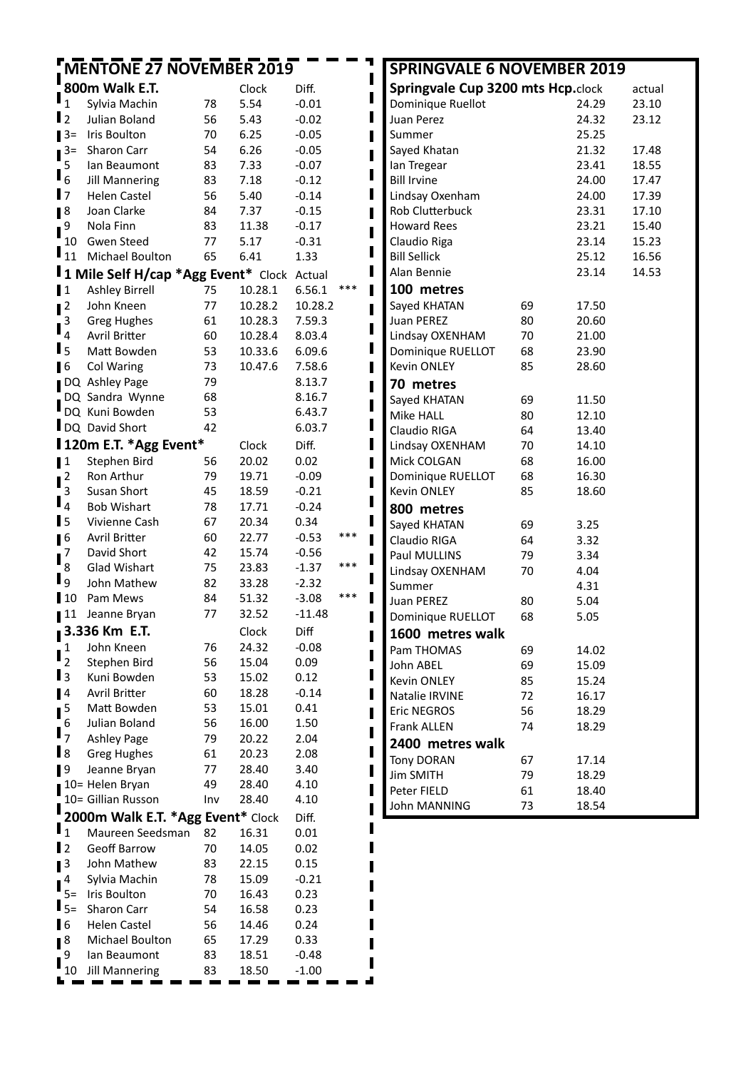## MENTONE 27 NOVEMBER 2019

### 800m Walk E.T.

| | Name | Age | Clock | Diff. |
|---|---|---|---|---|
| 1 | Sylvia Machin | 78 | 5.54 | -0.01 |
| 2 | Julian Boland | 56 | 5.43 | -0.02 |
| 3= | Iris Boulton | 70 | 6.25 | -0.05 |
| 3= | Sharon Carr | 54 | 6.26 | -0.05 |
| 5 | Ian Beaumont | 83 | 7.33 | -0.07 |
| 6 | Jill Mannering | 83 | 7.18 | -0.12 |
| 7 | Helen Castel | 56 | 5.40 | -0.14 |
| 8 | Joan Clarke | 84 | 7.37 | -0.15 |
| 9 | Nola Finn | 83 | 11.38 | -0.17 |
| 10 | Gwen Steed | 77 | 5.17 | -0.31 |
| 11 | Michael Boulton | 65 | 6.41 | 1.33 |

### 1 Mile Self H/cap *Agg Event*

| | Name | Age | Clock | Actual | |
|---|---|---|---|---|---|
| 1 | Ashley Birrell | 75 | 10.28.1 | 6.56.1 | *** |
| 2 | John Kneen | 77 | 10.28.2 | 10.28.2 | |
| 3 | Greg Hughes | 61 | 10.28.3 | 7.59.3 | |
| 4 | Avril Britter | 60 | 10.28.4 | 8.03.4 | |
| 5 | Matt Bowden | 53 | 10.33.6 | 6.09.6 | |
| 6 | Col Waring | 73 | 10.47.6 | 7.58.6 | |
| DQ | Ashley Page | 79 | | 8.13.7 | |
| DQ | Sandra Wynne | 68 | | 8.16.7 | |
| DQ | Kuni Bowden | 53 | | 6.43.7 | |
| DQ | David Short | 42 | | 6.03.7 | |

### 120m E.T. *Agg Event*

| | Name | Age | Clock | Diff. | |
|---|---|---|---|---|---|
| 1 | Stephen Bird | 56 | 20.02 | 0.02 | |
| 2 | Ron Arthur | 79 | 19.71 | -0.09 | |
| 3 | Susan Short | 45 | 18.59 | -0.21 | |
| 4 | Bob Wishart | 78 | 17.71 | -0.24 | |
| 5 | Vivienne Cash | 67 | 20.34 | 0.34 | |
| 6 | Avril Britter | 60 | 22.77 | -0.53 | *** |
| 7 | David Short | 42 | 15.74 | -0.56 | |
| 8 | Glad Wishart | 75 | 23.83 | -1.37 | *** |
| 9 | John Mathew | 82 | 33.28 | -2.32 | |
| 10 | Pam Mews | 84 | 51.32 | -3.08 | *** |
| 11 | Jeanne Bryan | 77 | 32.52 | -11.48 | |

### 3.336 Km E.T.

| | Name | Age | Clock | Diff |
|---|---|---|---|---|
| 1 | John Kneen | 76 | 24.32 | -0.08 |
| 2 | Stephen Bird | 56 | 15.04 | 0.09 |
| 3 | Kuni Bowden | 53 | 15.02 | 0.12 |
| 4 | Avril Britter | 60 | 18.28 | -0.14 |
| 5 | Matt Bowden | 53 | 15.01 | 0.41 |
| 6 | Julian Boland | 56 | 16.00 | 1.50 |
| 7 | Ashley Page | 79 | 20.22 | 2.04 |
| 8 | Greg Hughes | 61 | 20.23 | 2.08 |
| 9 | Jeanne Bryan | 77 | 28.40 | 3.40 |
| 10= | Helen Bryan | 49 | 28.40 | 4.10 |
| 10= | Gillian Russon | Inv | 28.40 | 4.10 |

### 2000m Walk E.T. *Agg Event*

| | Name | Age | Clock | Diff. |
|---|---|---|---|---|
| 1 | Maureen Seedsman | 82 | 16.31 | 0.01 |
| 2 | Geoff Barrow | 70 | 14.05 | 0.02 |
| 3 | John Mathew | 83 | 22.15 | 0.15 |
| 4 | Sylvia Machin | 78 | 15.09 | -0.21 |
| 5= | Iris Boulton | 70 | 16.43 | 0.23 |
| 5= | Sharon Carr | 54 | 16.58 | 0.23 |
| 6 | Helen Castel | 56 | 14.46 | 0.24 |
| 8 | Michael Boulton | 65 | 17.29 | 0.33 |
| 9 | Ian Beaumont | 83 | 18.51 | -0.48 |
| 10 | Jill Mannering | 83 | 18.50 | -1.00 |

## SPRINGVALE 6 NOVEMBER 2019

### Springvale Cup 3200 mts Hcp.

| Name | clock | actual |
|---|---|---|
| Dominique Ruellot | 24.29 | 23.10 |
| Juan Perez | 24.32 | 23.12 |
| Summer | 25.25 | |
| Sayed Khatan | 21.32 | 17.48 |
| Ian Tregear | 23.41 | 18.55 |
| Bill Irvine | 24.00 | 17.47 |
| Lindsay Oxenham | 24.00 | 17.39 |
| Rob Clutterbuck | 23.31 | 17.10 |
| Howard Rees | 23.21 | 15.40 |
| Claudio Riga | 23.14 | 15.23 |
| Bill Sellick | 25.12 | 16.56 |
| Alan Bennie | 23.14 | 14.53 |

### 100 metres

| Name | Age | Time |
|---|---|---|
| Sayed KHATAN | 69 | 17.50 |
| Juan PEREZ | 80 | 20.60 |
| Lindsay OXENHAM | 70 | 21.00 |
| Dominique RUELLOT | 68 | 23.90 |
| Kevin ONLEY | 85 | 28.60 |

### 70 metres

| Name | Age | Time |
|---|---|---|
| Sayed KHATAN | 69 | 11.50 |
| Mike HALL | 80 | 12.10 |
| Claudio RIGA | 64 | 13.40 |
| Lindsay OXENHAM | 70 | 14.10 |
| Mick COLGAN | 68 | 16.00 |
| Dominique RUELLOT | 68 | 16.30 |
| Kevin ONLEY | 85 | 18.60 |

### 800 metres

| Name | Age | Time |
|---|---|---|
| Sayed KHATAN | 69 | 3.25 |
| Claudio RIGA | 64 | 3.32 |
| Paul MULLINS | 79 | 3.34 |
| Lindsay OXENHAM | 70 | 4.04 |
| Summer | | 4.31 |
| Juan PEREZ | 80 | 5.04 |
| Dominique RUELLOT | 68 | 5.05 |

### 1600 metres walk

| Name | Age | Time |
|---|---|---|
| Pam THOMAS | 69 | 14.02 |
| John ABEL | 69 | 15.09 |
| Kevin ONLEY | 85 | 15.24 |
| Natalie IRVINE | 72 | 16.17 |
| Eric NEGROS | 56 | 18.29 |
| Frank ALLEN | 74 | 18.29 |

### 2400 metres walk

| Name | Age | Time |
|---|---|---|
| Tony DORAN | 67 | 17.14 |
| Jim SMITH | 79 | 18.29 |
| Peter FIELD | 61 | 18.40 |
| John MANNING | 73 | 18.54 |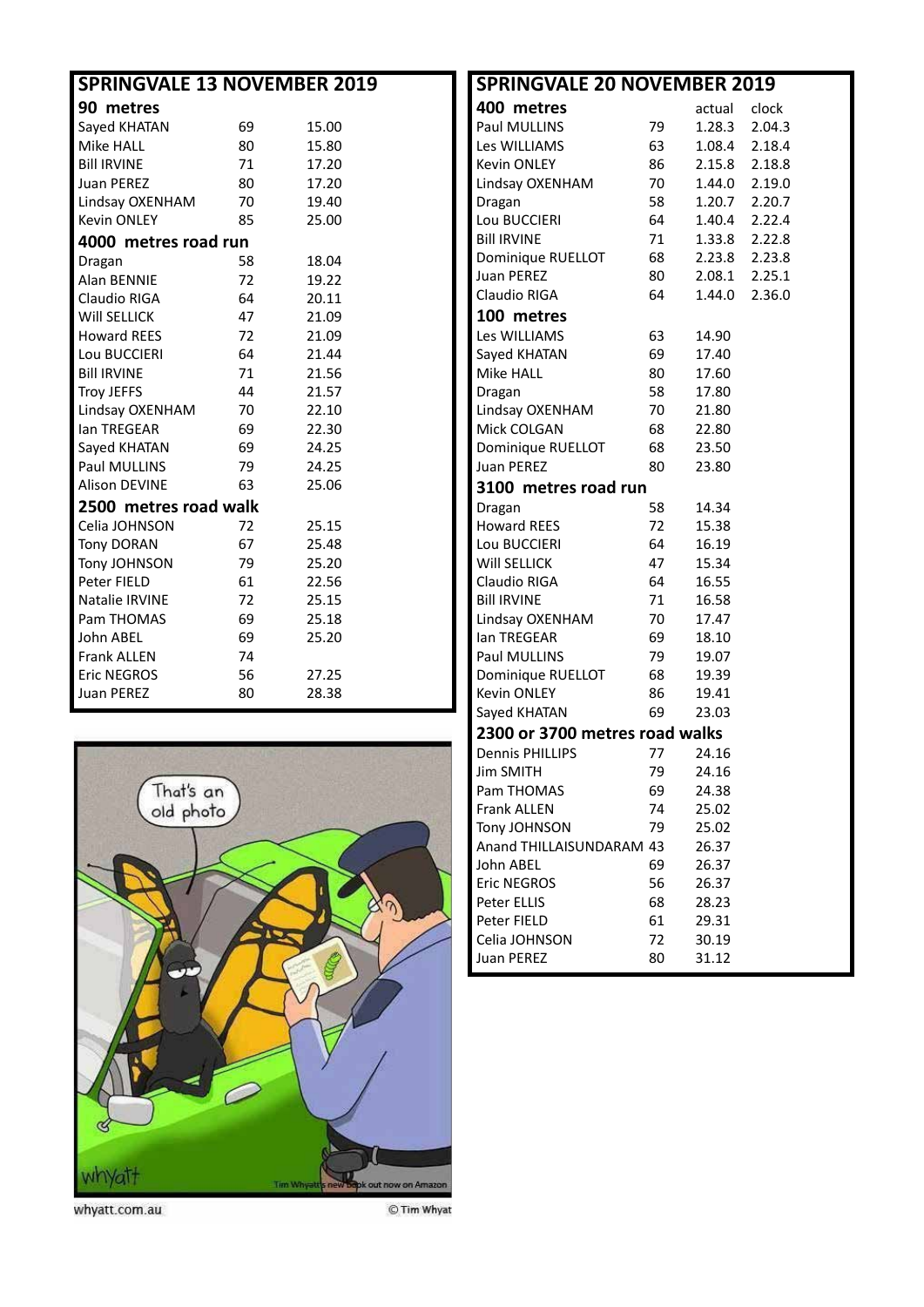## SPRINGVALE 13 NOVEMBER 2019

### 90 metres

| Name | Age | Time |
|---|---|---|
| Sayed KHATAN | 69 | 15.00 |
| Mike HALL | 80 | 15.80 |
| Bill IRVINE | 71 | 17.20 |
| Juan PEREZ | 80 | 17.20 |
| Lindsay OXENHAM | 70 | 19.40 |
| Kevin ONLEY | 85 | 25.00 |

### 4000 metres road run

| Name | Age | Time |
|---|---|---|
| Dragan | 58 | 18.04 |
| Alan BENNIE | 72 | 19.22 |
| Claudio RIGA | 64 | 20.11 |
| Will SELLICK | 47 | 21.09 |
| Howard REES | 72 | 21.09 |
| Lou BUCCIERI | 64 | 21.44 |
| Bill IRVINE | 71 | 21.56 |
| Troy JEFFS | 44 | 21.57 |
| Lindsay OXENHAM | 70 | 22.10 |
| Ian TREGEAR | 69 | 22.30 |
| Sayed KHATAN | 69 | 24.25 |
| Paul MULLINS | 79 | 24.25 |
| Alison DEVINE | 63 | 25.06 |

### 2500 metres road walk

| Name | Age | Time |
|---|---|---|
| Celia JOHNSON | 72 | 25.15 |
| Tony DORAN | 67 | 25.48 |
| Tony JOHNSON | 79 | 25.20 |
| Peter FIELD | 61 | 22.56 |
| Natalie IRVINE | 72 | 25.15 |
| Pam THOMAS | 69 | 25.18 |
| John ABEL | 69 | 25.20 |
| Frank ALLEN | 74 | |
| Eric NEGROS | 56 | 27.25 |
| Juan PEREZ | 80 | 28.38 |

## SPRINGVALE 20 NOVEMBER 2019

### 400 metres

| Name | Age | actual | clock |
|---|---|---|---|
| Paul MULLINS | 79 | 1.28.3 | 2.04.3 |
| Les WILLIAMS | 63 | 1.08.4 | 2.18.4 |
| Kevin ONLEY | 86 | 2.15.8 | 2.18.8 |
| Lindsay OXENHAM | 70 | 1.44.0 | 2.19.0 |
| Dragan | 58 | 1.20.7 | 2.20.7 |
| Lou BUCCIERI | 64 | 1.40.4 | 2.22.4 |
| Bill IRVINE | 71 | 1.33.8 | 2.22.8 |
| Dominique RUELLOT | 68 | 2.23.8 | 2.23.8 |
| Juan PEREZ | 80 | 2.08.1 | 2.25.1 |
| Claudio RIGA | 64 | 1.44.0 | 2.36.0 |

### 100 metres

| Name | Age | Time |
|---|---|---|
| Les WILLIAMS | 63 | 14.90 |
| Sayed KHATAN | 69 | 17.40 |
| Mike HALL | 80 | 17.60 |
| Dragan | 58 | 17.80 |
| Lindsay OXENHAM | 70 | 21.80 |
| Mick COLGAN | 68 | 22.80 |
| Dominique RUELLOT | 68 | 23.50 |
| Juan PEREZ | 80 | 23.80 |

### 3100 metres road run

| Name | Age | Time |
|---|---|---|
| Dragan | 58 | 14.34 |
| Howard REES | 72 | 15.38 |
| Lou BUCCIERI | 64 | 16.19 |
| Will SELLICK | 47 | 15.34 |
| Claudio RIGA | 64 | 16.55 |
| Bill IRVINE | 71 | 16.58 |
| Lindsay OXENHAM | 70 | 17.47 |
| Ian TREGEAR | 69 | 18.10 |
| Paul MULLINS | 79 | 19.07 |
| Dominique RUELLOT | 68 | 19.39 |
| Kevin ONLEY | 86 | 19.41 |
| Sayed KHATAN | 69 | 23.03 |

### 2300 or 3700 metres road walks

| Name | Age | Time |
|---|---|---|
| Dennis PHILLIPS | 77 | 24.16 |
| Jim SMITH | 79 | 24.16 |
| Pam THOMAS | 69 | 24.38 |
| Frank ALLEN | 74 | 25.02 |
| Tony JOHNSON | 79 | 25.02 |
| Anand THILLAISUNDARAM | 43 | 26.37 |
| John ABEL | 69 | 26.37 |
| Eric NEGROS | 56 | 26.37 |
| Peter ELLIS | 68 | 28.23 |
| Peter FIELD | 61 | 29.31 |
| Celia JOHNSON | 72 | 30.19 |
| Juan PEREZ | 80 | 31.12 |

whyatt.com.au © Tim Whyatt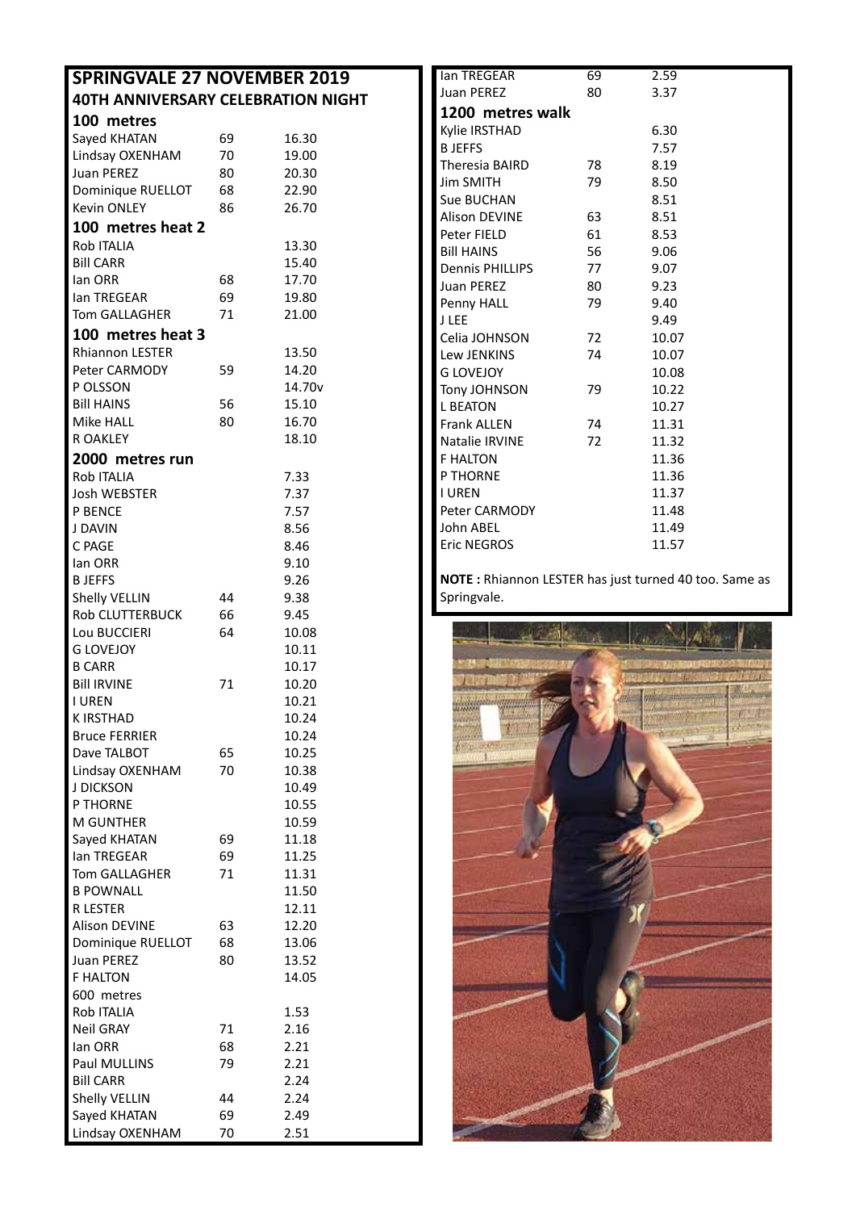## SPRINGVALE 27 NOVEMBER 2019

### 40TH ANNIVERSARY CELEBRATION NIGHT

### 100 metres

| | | |
|---|---|---|
| Sayed KHATAN | 69 | 16.30 |
| Lindsay OXENHAM | 70 | 19.00 |
| Juan PEREZ | 80 | 20.30 |
| Dominique RUELLOT | 68 | 22.90 |
| Kevin ONLEY | 86 | 26.70 |

### 100 metres heat 2

| | | |
|---|---|---|
| Rob ITALIA | | 13.30 |
| Bill CARR | | 15.40 |
| Ian ORR | 68 | 17.70 |
| Ian TREGEAR | 69 | 19.80 |
| Tom GALLAGHER | 71 | 21.00 |

### 100 metres heat 3

| | | |
|---|---|---|
| Rhiannon LESTER | | 13.50 |
| Peter CARMODY | 59 | 14.20 |
| P OLSSON | | 14.70v |
| Bill HAINS | 56 | 15.10 |
| Mike HALL | 80 | 16.70 |
| R OAKLEY | | 18.10 |

### 2000 metres run

| | | |
|---|---|---|
| Rob ITALIA | | 7.33 |
| Josh WEBSTER | | 7.37 |
| P BENCE | | 7.57 |
| J DAVIN | | 8.56 |
| C PAGE | | 8.46 |
| Ian ORR | | 9.10 |
| B JEFFS | | 9.26 |
| Shelly VELLIN | 44 | 9.38 |
| Rob CLUTTERBUCK | 66 | 9.45 |
| Lou BUCCIERI | 64 | 10.08 |
| G LOVEJOY | | 10.11 |
| B CARR | | 10.17 |
| Bill IRVINE | 71 | 10.20 |
| I UREN | | 10.21 |
| K IRSTHAD | | 10.24 |
| Bruce FERRIER | | 10.24 |
| Dave TALBOT | 65 | 10.25 |
| Lindsay OXENHAM | 70 | 10.38 |
| J DICKSON | | 10.49 |
| P THORNE | | 10.55 |
| M GUNTHER | | 10.59 |
| Sayed KHATAN | 69 | 11.18 |
| Ian TREGEAR | 69 | 11.25 |
| Tom GALLAGHER | 71 | 11.31 |
| B POWNALL | | 11.50 |
| R LESTER | | 12.11 |
| Alison DEVINE | 63 | 12.20 |
| Dominique RUELLOT | 68 | 13.06 |
| Juan PEREZ | 80 | 13.52 |
| F HALTON | | 14.05 |

600 metres

| | | |
|---|---|---|
| Rob ITALIA | | 1.53 |
| Neil GRAY | 71 | 2.16 |
| Ian ORR | 68 | 2.21 |
| Paul MULLINS | 79 | 2.21 |
| Bill CARR | | 2.24 |
| Shelly VELLIN | 44 | 2.24 |
| Sayed KHATAN | 69 | 2.49 |
| Lindsay OXENHAM | 70 | 2.51 |
| Ian TREGEAR | 69 | 2.59 |
| Juan PEREZ | 80 | 3.37 |

### 1200 metres walk

| | | |
|---|---|---|
| Kylie IRSTHAD | | 6.30 |
| B JEFFS | | 7.57 |
| Theresia BAIRD | 78 | 8.19 |
| Jim SMITH | 79 | 8.50 |
| Sue BUCHAN | | 8.51 |
| Alison DEVINE | 63 | 8.51 |
| Peter FIELD | 61 | 8.53 |
| Bill HAINS | 56 | 9.06 |
| Dennis PHILLIPS | 77 | 9.07 |
| Juan PEREZ | 80 | 9.23 |
| Penny HALL | 79 | 9.40 |
| J LEE | | 9.49 |
| Celia JOHNSON | 72 | 10.07 |
| Lew JENKINS | 74 | 10.07 |
| G LOVEJOY | | 10.08 |
| Tony JOHNSON | 79 | 10.22 |
| L BEATON | | 10.27 |
| Frank ALLEN | 74 | 11.31 |
| Natalie IRVINE | 72 | 11.32 |
| F HALTON | | 11.36 |
| P THORNE | | 11.36 |
| I UREN | | 11.37 |
| Peter CARMODY | | 11.48 |
| John ABEL | | 11.49 |
| Eric NEGROS | | 11.57 |

**NOTE :** Rhiannon LESTER has just turned 40 too. Same as Springvale.